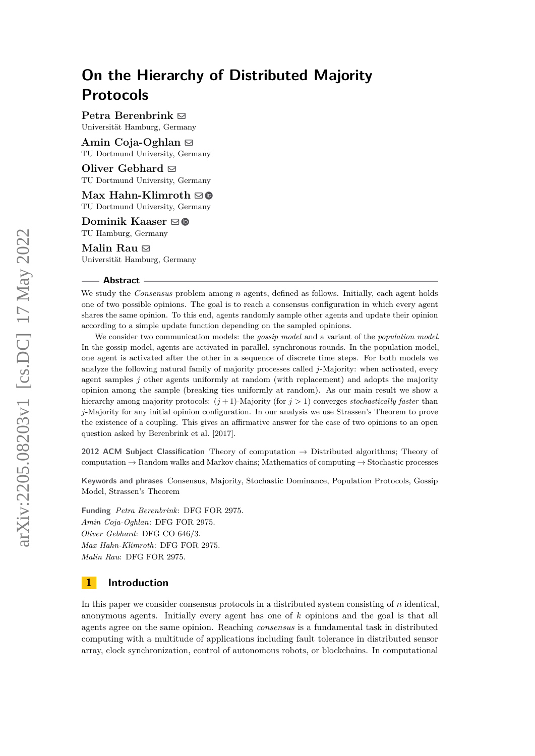# On the Hierarchy of Distributed Majority Protocols

**Petra Berenbrink**
Universität Hamburg, Germany

**Amin Coja-Oghlan**
TU Dortmund University, Germany

**Oliver Gebhard**
TU Dortmund University, Germany

**Max Hahn-Klimroth**
TU Dortmund University, Germany

**Dominik Kaaser**
TU Hamburg, Germany

**Malin Rau**
Universität Hamburg, Germany

## Abstract

We study the *Consensus* problem among $n$ agents, defined as follows. Initially, each agent holds one of two possible opinions. The goal is to reach a consensus configuration in which every agent shares the same opinion. To this end, agents randomly sample other agents and update their opinion according to a simple update function depending on the sampled opinions.

We consider two communication models: the *gossip model* and a variant of the *population model*. In the gossip model, agents are activated in parallel, synchronous rounds. In the population model, one agent is activated after the other in a sequence of discrete time steps. For both models we analyze the following natural family of majority processes called $j$-Majority: when activated, every agent samples $j$ other agents uniformly at random (with replacement) and adopts the majority opinion among the sample (breaking ties uniformly at random). As our main result we show a hierarchy among majority protocols: $(j+1)$-Majority (for $j > 1$) converges *stochastically faster* than $j$-Majority for any initial opinion configuration. In our analysis we use Strassen's Theorem to prove the existence of a coupling. This gives an affirmative answer for the case of two opinions to an open question asked by Berenbrink et al. [2017].

**2012 ACM Subject Classification** Theory of computation → Distributed algorithms; Theory of computation → Random walks and Markov chains; Mathematics of computing → Stochastic processes

**Keywords and phrases** Consensus, Majority, Stochastic Dominance, Population Protocols, Gossip Model, Strassen's Theorem

**Funding** *Petra Berenbrink*: DFG FOR 2975.
*Amin Coja-Oghlan*: DFG FOR 2975.
*Oliver Gebhard*: DFG CO 646/3.
*Max Hahn-Klimroth*: DFG FOR 2975.
*Malin Rau*: DFG FOR 2975.

## 1 Introduction

In this paper we consider consensus protocols in a distributed system consisting of $n$ identical, anonymous agents. Initially every agent has one of $k$ opinions and the goal is that all agents agree on the same opinion. Reaching *consensus* is a fundamental task in distributed computing with a multitude of applications including fault tolerance in distributed sensor array, clock synchronization, control of autonomous robots, or blockchains. In computational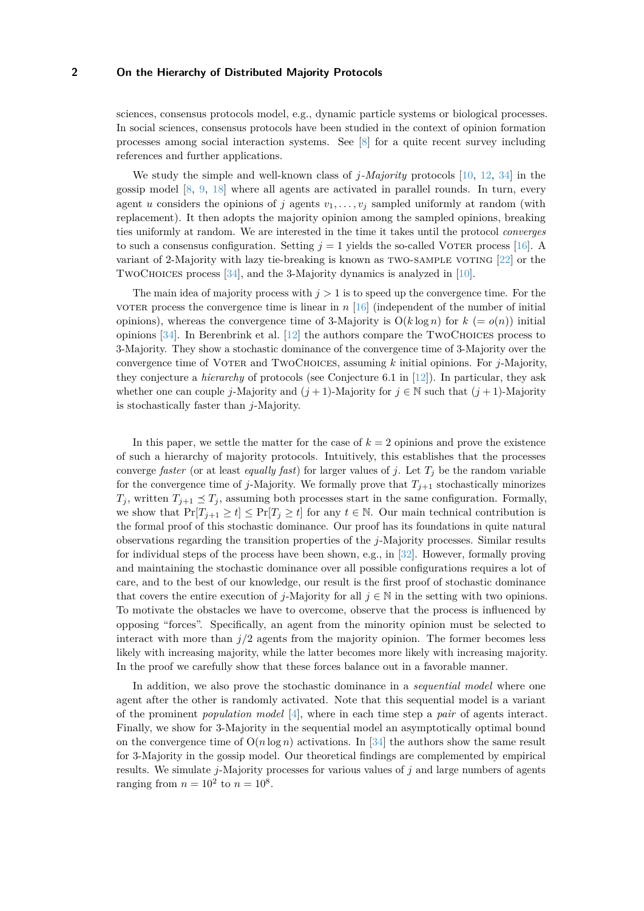sciences, consensus protocols model, e.g., dynamic particle systems or biological processes. In social sciences, consensus protocols have been studied in the context of opinion formation processes among social interaction systems. See [8] for a quite recent survey including references and further applications.

We study the simple and well-known class of $j$-*Majority* protocols [10, 12, 34] in the gossip model [8, 9, 18] where all agents are activated in parallel rounds. In turn, every agent $u$ considers the opinions of $j$ agents $v_1, \ldots, v_j$ sampled uniformly at random (with replacement). It then adopts the majority opinion among the sampled opinions, breaking ties uniformly at random. We are interested in the time it takes until the protocol *converges* to such a consensus configuration. Setting $j = 1$ yields the so-called Voter process [16]. A variant of 2-Majority with lazy tie-breaking is known as two-sample voting [22] or the TwoChoices process [34], and the 3-Majority dynamics is analyzed in [10].

The main idea of majority process with $j > 1$ is to speed up the convergence time. For the voter process the convergence time is linear in $n$ [16] (independent of the number of initial opinions), whereas the convergence time of 3-Majority is $O(k \log n)$ for $k$ $(= o(n))$ initial opinions [34]. In Berenbrink et al. [12] the authors compare the TwoChoices process to 3-Majority. They show a stochastic dominance of the convergence time of 3-Majority over the convergence time of Voter and TwoChoices, assuming $k$ initial opinions. For $j$-Majority, they conjecture a *hierarchy* of protocols (see Conjecture 6.1 in [12]). In particular, they ask whether one can couple $j$-Majority and $(j+1)$-Majority for $j \in \mathbb{N}$ such that $(j+1)$-Majority is stochastically faster than $j$-Majority.

In this paper, we settle the matter for the case of $k = 2$ opinions and prove the existence of such a hierarchy of majority protocols. Intuitively, this establishes that the processes converge *faster* (or at least *equally fast*) for larger values of $j$. Let $T_j$ be the random variable for the convergence time of $j$-Majority. We formally prove that $T_{j+1}$ stochastically minorizes $T_j$, written $T_{j+1} \preceq T_j$, assuming both processes start in the same configuration. Formally, we show that $\Pr[T_{j+1} \geq t] \leq \Pr[T_j \geq t]$ for any $t \in \mathbb{N}$. Our main technical contribution is the formal proof of this stochastic dominance. Our proof has its foundations in quite natural observations regarding the transition properties of the $j$-Majority processes. Similar results for individual steps of the process have been shown, e.g., in [32]. However, formally proving and maintaining the stochastic dominance over all possible configurations requires a lot of care, and to the best of our knowledge, our result is the first proof of stochastic dominance that covers the entire execution of $j$-Majority for all $j \in \mathbb{N}$ in the setting with two opinions. To motivate the obstacles we have to overcome, observe that the process is influenced by opposing "forces". Specifically, an agent from the minority opinion must be selected to interact with more than $j/2$ agents from the majority opinion. The former becomes less likely with increasing majority, while the latter becomes more likely with increasing majority. In the proof we carefully show that these forces balance out in a favorable manner.

In addition, we also prove the stochastic dominance in a *sequential model* where one agent after the other is randomly activated. Note that this sequential model is a variant of the prominent *population model* [4], where in each time step a *pair* of agents interact. Finally, we show for 3-Majority in the sequential model an asymptotically optimal bound on the convergence time of $O(n \log n)$ activations. In [34] the authors show the same result for 3-Majority in the gossip model. Our theoretical findings are complemented by empirical results. We simulate $j$-Majority processes for various values of $j$ and large numbers of agents ranging from $n = 10^2$ to $n = 10^8$.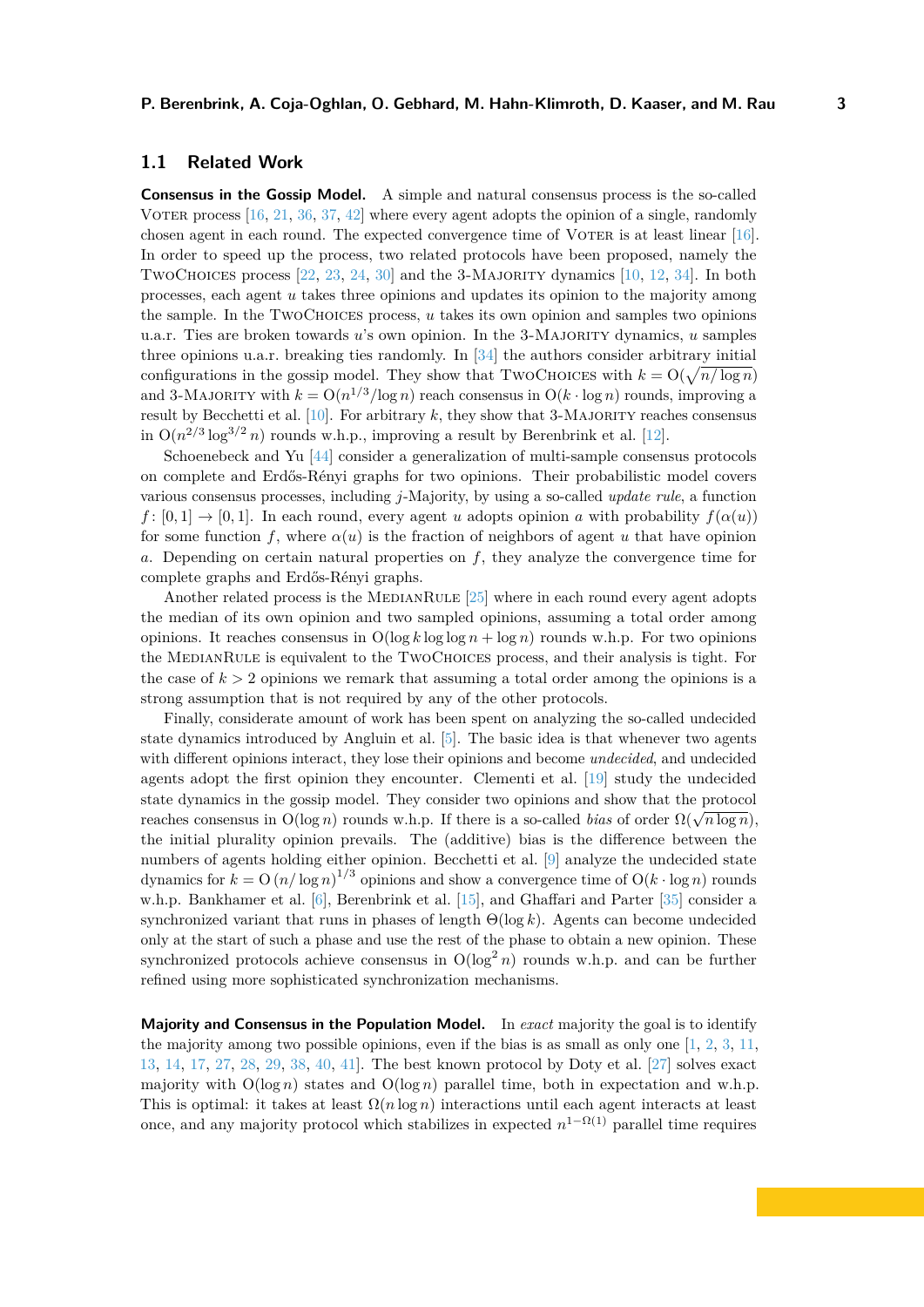## 1.1 Related Work

**Consensus in the Gossip Model.** A simple and natural consensus process is the so-called Voter process [16, 21, 36, 37, 42] where every agent adopts the opinion of a single, randomly chosen agent in each round. The expected convergence time of Voter is at least linear [16]. In order to speed up the process, two related protocols have been proposed, namely the TwoChoices process [22, 23, 24, 30] and the 3-Majority dynamics [10, 12, 34]. In both processes, each agent $u$ takes three opinions and updates its opinion to the majority among the sample. In the TwoChoices process, $u$ takes its own opinion and samples two opinions u.a.r. Ties are broken towards $u$'s own opinion. In the 3-Majority dynamics, $u$ samples three opinions u.a.r. breaking ties randomly. In [34] the authors consider arbitrary initial configurations in the gossip model. They show that TwoChoices with $k = \mathrm{O}(\sqrt{n/\log n})$ and 3-Majority with $k = \mathrm{O}(n^{1/3}/\log n)$ reach consensus in $\mathrm{O}(k \cdot \log n)$ rounds, improving a result by Becchetti et al. [10]. For arbitrary $k$, they show that 3-Majority reaches consensus in $\mathrm{O}(n^{2/3} \log^{3/2} n)$ rounds w.h.p., improving a result by Berenbrink et al. [12].

Schoenebeck and Yu [44] consider a generalization of multi-sample consensus protocols on complete and Erdős-Rényi graphs for two opinions. Their probabilistic model covers various consensus processes, including $j$-Majority, by using a so-called *update rule*, a function $f\colon [0,1] \to [0,1]$. In each round, every agent $u$ adopts opinion $a$ with probability $f(\alpha(u))$ for some function $f$, where $\alpha(u)$ is the fraction of neighbors of agent $u$ that have opinion $a$. Depending on certain natural properties on $f$, they analyze the convergence time for complete graphs and Erdős-Rényi graphs.

Another related process is the MedianRule [25] where in each round every agent adopts the median of its own opinion and two sampled opinions, assuming a total order among opinions. It reaches consensus in $\mathrm{O}(\log k \log\log n + \log n)$ rounds w.h.p. For two opinions the MedianRule is equivalent to the TwoChoices process, and their analysis is tight. For the case of $k > 2$ opinions we remark that assuming a total order among the opinions is a strong assumption that is not required by any of the other protocols.

Finally, considerate amount of work has been spent on analyzing the so-called undecided state dynamics introduced by Angluin et al. [5]. The basic idea is that whenever two agents with different opinions interact, they lose their opinions and become *undecided*, and undecided agents adopt the first opinion they encounter. Clementi et al. [19] study the undecided state dynamics in the gossip model. They consider two opinions and show that the protocol reaches consensus in $\mathrm{O}(\log n)$ rounds w.h.p. If there is a so-called *bias* of order $\Omega(\sqrt{n \log n})$, the initial plurality opinion prevails. The (additive) bias is the difference between the numbers of agents holding either opinion. Becchetti et al. [9] analyze the undecided state dynamics for $k = \mathrm{O}\left(n/\log n\right)^{1/3}$ opinions and show a convergence time of $\mathrm{O}(k \cdot \log n)$ rounds w.h.p. Bankhamer et al. [6], Berenbrink et al. [15], and Ghaffari and Parter [35] consider a synchronized variant that runs in phases of length $\Theta(\log k)$. Agents can become undecided only at the start of such a phase and use the rest of the phase to obtain a new opinion. These synchronized protocols achieve consensus in $\mathrm{O}(\log^2 n)$ rounds w.h.p. and can be further refined using more sophisticated synchronization mechanisms.

**Majority and Consensus in the Population Model.** In *exact* majority the goal is to identify the majority among two possible opinions, even if the bias is as small as only one [1, 2, 3, 11, 13, 14, 17, 27, 28, 29, 38, 40, 41]. The best known protocol by Doty et al. [27] solves exact majority with $\mathrm{O}(\log n)$ states and $\mathrm{O}(\log n)$ parallel time, both in expectation and w.h.p. This is optimal: it takes at least $\Omega(n \log n)$ interactions until each agent interacts at least once, and any majority protocol which stabilizes in expected $n^{1-\Omega(1)}$ parallel time requires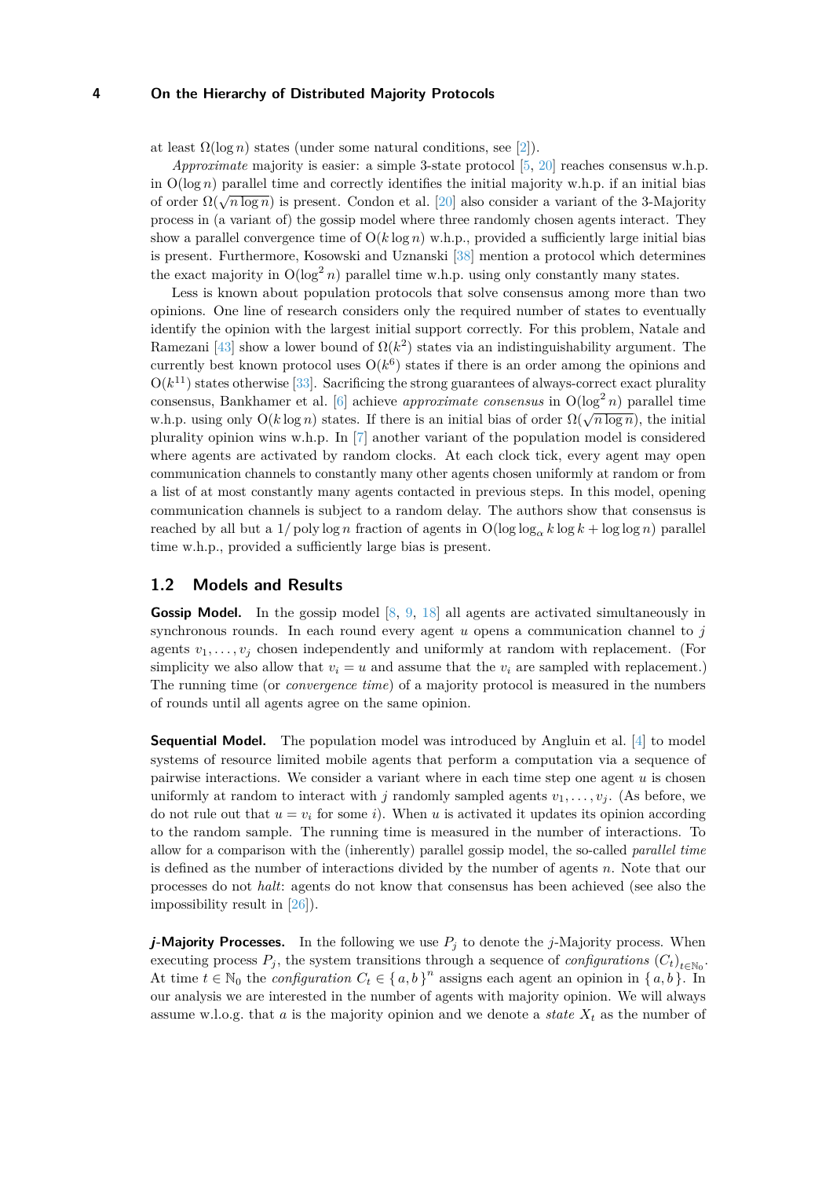at least $\Omega(\log n)$ states (under some natural conditions, see [2]).

*Approximate* majority is easier: a simple 3-state protocol [5, 20] reaches consensus w.h.p. in $O(\log n)$ parallel time and correctly identifies the initial majority w.h.p. if an initial bias of order $\Omega(\sqrt{n \log n})$ is present. Condon et al. [20] also consider a variant of the 3-Majority process in (a variant of) the gossip model where three randomly chosen agents interact. They show a parallel convergence time of $O(k \log n)$ w.h.p., provided a sufficiently large initial bias is present. Furthermore, Kosowski and Uznanski [38] mention a protocol which determines the exact majority in $O(\log^2 n)$ parallel time w.h.p. using only constantly many states.

Less is known about population protocols that solve consensus among more than two opinions. One line of research considers only the required number of states to eventually identify the opinion with the largest initial support correctly. For this problem, Natale and Ramezani [43] show a lower bound of $\Omega(k^2)$ states via an indistinguishability argument. The currently best known protocol uses $O(k^6)$ states if there is an order among the opinions and $O(k^{11})$ states otherwise [33]. Sacrificing the strong guarantees of always-correct exact plurality consensus, Bankhamer et al. [6] achieve *approximate consensus* in $O(\log^2 n)$ parallel time w.h.p. using only $O(k \log n)$ states. If there is an initial bias of order $\Omega(\sqrt{n \log n})$, the initial plurality opinion wins w.h.p. In [7] another variant of the population model is considered where agents are activated by random clocks. At each clock tick, every agent may open communication channels to constantly many other agents chosen uniformly at random or from a list of at most constantly many agents contacted in previous steps. In this model, opening communication channels is subject to a random delay. The authors show that consensus is reached by all but a $1/\operatorname{poly}\log n$ fraction of agents in $O(\log \log_\alpha k \log k + \log \log n)$ parallel time w.h.p., provided a sufficiently large bias is present.

## 1.2 Models and Results

**Gossip Model.** In the gossip model [8, 9, 18] all agents are activated simultaneously in synchronous rounds. In each round every agent $u$ opens a communication channel to $j$ agents $v_1, \dots, v_j$ chosen independently and uniformly at random with replacement. (For simplicity we also allow that $v_i = u$ and assume that the $v_i$ are sampled with replacement.) The running time (or *convergence time*) of a majority protocol is measured in the numbers of rounds until all agents agree on the same opinion.

**Sequential Model.** The population model was introduced by Angluin et al. [4] to model systems of resource limited mobile agents that perform a computation via a sequence of pairwise interactions. We consider a variant where in each time step one agent $u$ is chosen uniformly at random to interact with $j$ randomly sampled agents $v_1, \dots, v_j$. (As before, we do not rule out that $u = v_i$ for some $i$). When $u$ is activated it updates its opinion according to the random sample. The running time is measured in the number of interactions. To allow for a comparison with the (inherently) parallel gossip model, the so-called *parallel time* is defined as the number of interactions divided by the number of agents $n$. Note that our processes do not *halt*: agents do not know that consensus has been achieved (see also the impossibility result in [26]).

***j*-Majority Processes.** In the following we use $P_j$ to denote the $j$-Majority process. When executing process $P_j$, the system transitions through a sequence of *configurations* $(C_t)_{t \in \mathbb{N}_0}$. At time $t \in \mathbb{N}_0$ the *configuration* $C_t \in \{a, b\}^n$ assigns each agent an opinion in $\{a, b\}$. In our analysis we are interested in the number of agents with majority opinion. We will always assume w.l.o.g. that $a$ is the majority opinion and we denote a *state* $X_t$ as the number of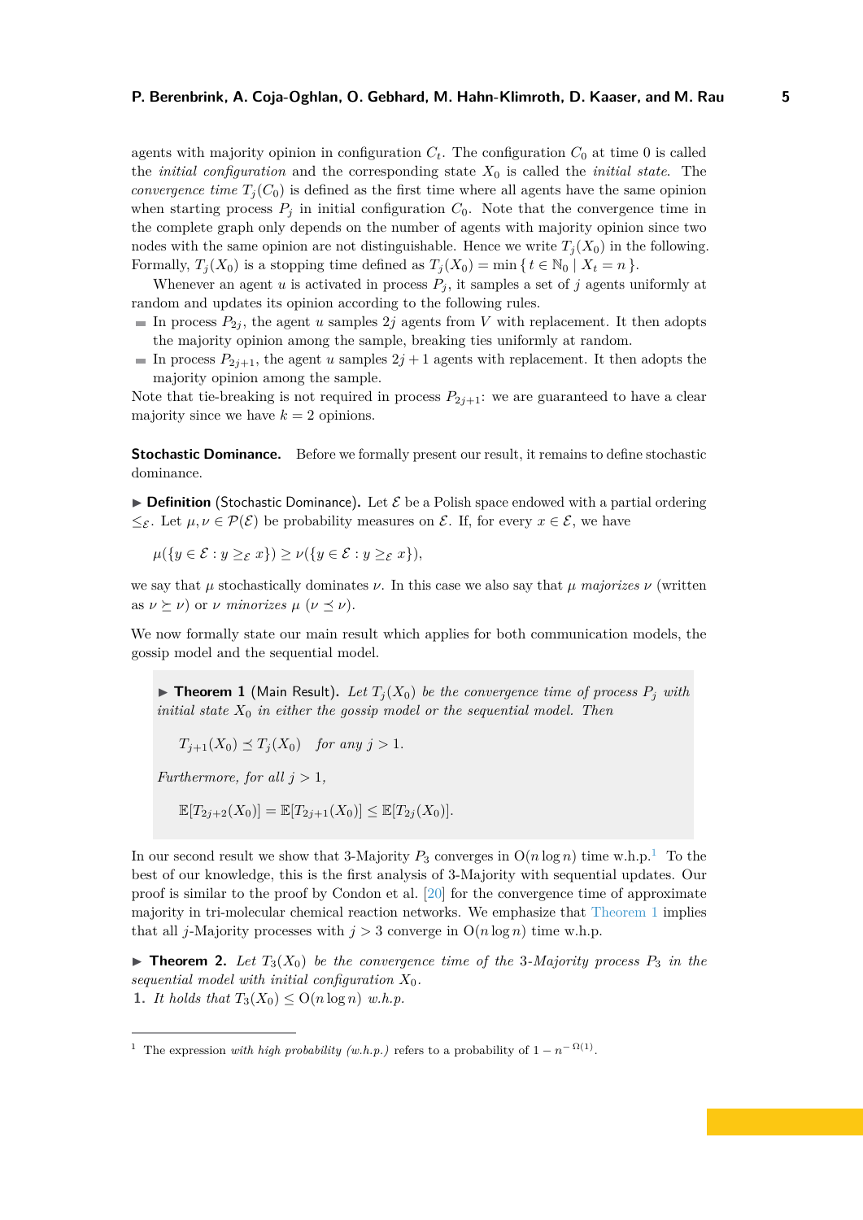agents with majority opinion in configuration $C_t$. The configuration $C_0$ at time 0 is called the *initial configuration* and the corresponding state $X_0$ is called the *initial state*. The *convergence time* $T_j(C_0)$ is defined as the first time where all agents have the same opinion when starting process $P_j$ in initial configuration $C_0$. Note that the convergence time in the complete graph only depends on the number of agents with majority opinion since two nodes with the same opinion are not distinguishable. Hence we write $T_j(X_0)$ in the following. Formally, $T_j(X_0)$ is a stopping time defined as $T_j(X_0) = \min\{\, t \in \mathbb{N}_0 \mid X_t = n \,\}$.

Whenever an agent $u$ is activated in process $P_j$, it samples a set of $j$ agents uniformly at random and updates its opinion according to the following rules.

- In process $P_{2j}$, the agent $u$ samples $2j$ agents from $V$ with replacement. It then adopts the majority opinion among the sample, breaking ties uniformly at random.
- In process $P_{2j+1}$, the agent $u$ samples $2j+1$ agents with replacement. It then adopts the majority opinion among the sample.

Note that tie-breaking is not required in process $P_{2j+1}$: we are guaranteed to have a clear majority since we have $k = 2$ opinions.

**Stochastic Dominance.** Before we formally present our result, it remains to define stochastic dominance.

▶ **Definition** (Stochastic Dominance). Let $\mathcal{E}$ be a Polish space endowed with a partial ordering $\leq_{\mathcal{E}}$. Let $\mu, \nu \in \mathcal{P}(\mathcal{E})$ be probability measures on $\mathcal{E}$. If, for every $x \in \mathcal{E}$, we have

$$\mu(\{y \in \mathcal{E} : y \geq_{\mathcal{E}} x\}) \geq \nu(\{y \in \mathcal{E} : y \geq_{\mathcal{E}} x\}),$$

we say that $\mu$ stochastically dominates $\nu$. In this case we also say that $\mu$ *majorizes* $\nu$ (written as $\nu \succeq \nu$) or $\nu$ *minorizes* $\mu$ ($\nu \preceq \nu$).

We now formally state our main result which applies for both communication models, the gossip model and the sequential model.

▶ **Theorem 1** (Main Result). *Let $T_j(X_0)$ be the convergence time of process $P_j$ with initial state $X_0$ in either the gossip model or the sequential model. Then*

$$T_{j+1}(X_0) \preceq T_j(X_0) \quad \text{for any } j > 1.$$

*Furthermore, for all $j > 1$,*

$$\mathbb{E}[T_{2j+2}(X_0)] = \mathbb{E}[T_{2j+1}(X_0)] \leq \mathbb{E}[T_{2j}(X_0)].$$

In our second result we show that 3-Majority $P_3$ converges in $\mathrm{O}(n \log n)$ time w.h.p.[1] To the best of our knowledge, this is the first analysis of 3-Majority with sequential updates. Our proof is similar to the proof by Condon et al. [20] for the convergence time of approximate majority in tri-molecular chemical reaction networks. We emphasize that Theorem 1 implies that all $j$-Majority processes with $j > 3$ converge in $\mathrm{O}(n \log n)$ time w.h.p.

▶ **Theorem 2.** *Let $T_3(X_0)$ be the convergence time of the 3-Majority process $P_3$ in the sequential model with initial configuration $X_0$.*

1. *It holds that $T_3(X_0) \leq \mathrm{O}(n \log n)$ w.h.p.*

---

[1] The expression *with high probability (w.h.p.)* refers to a probability of $1 - n^{-\Omega(1)}$.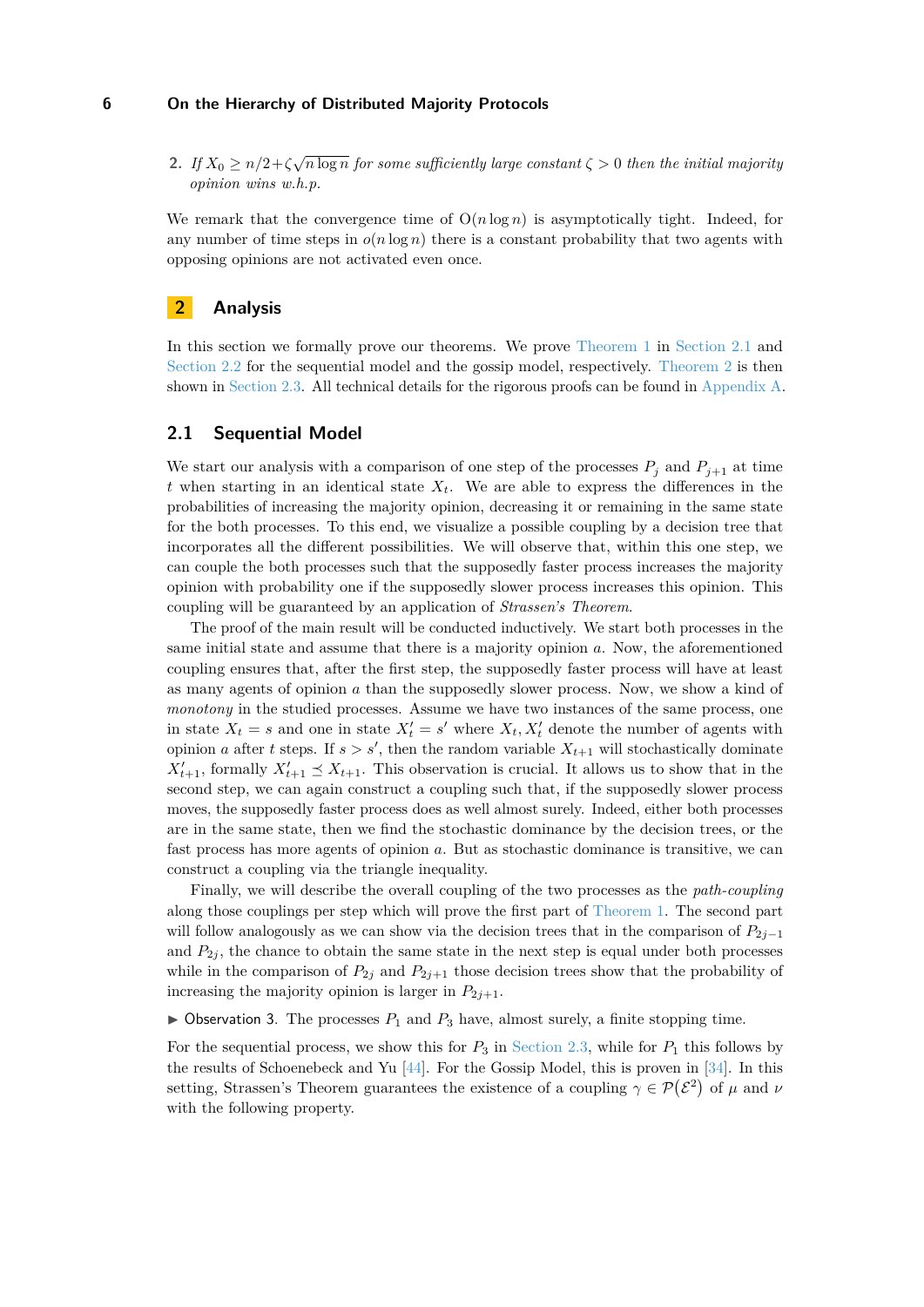2. *If $X_0 \geq n/2 + \zeta\sqrt{n \log n}$ for some sufficiently large constant $\zeta > 0$ then the initial majority opinion wins w.h.p.*

We remark that the convergence time of $\mathrm{O}(n \log n)$ is asymptotically tight. Indeed, for any number of time steps in $o(n \log n)$ there is a constant probability that two agents with opposing opinions are not activated even once.

## 2 Analysis

In this section we formally prove our theorems. We prove Theorem 1 in Section 2.1 and Section 2.2 for the sequential model and the gossip model, respectively. Theorem 2 is then shown in Section 2.3. All technical details for the rigorous proofs can be found in Appendix A.

### 2.1 Sequential Model

We start our analysis with a comparison of one step of the processes $P_j$ and $P_{j+1}$ at time $t$ when starting in an identical state $X_t$. We are able to express the differences in the probabilities of increasing the majority opinion, decreasing it or remaining in the same state for the both processes. To this end, we visualize a possible coupling by a decision tree that incorporates all the different possibilities. We will observe that, within this one step, we can couple the both processes such that the supposedly faster process increases the majority opinion with probability one if the supposedly slower process increases this opinion. This coupling will be guaranteed by an application of *Strassen's Theorem*.

The proof of the main result will be conducted inductively. We start both processes in the same initial state and assume that there is a majority opinion $a$. Now, the aforementioned coupling ensures that, after the first step, the supposedly faster process will have at least as many agents of opinion $a$ than the supposedly slower process. Now, we show a kind of *monotony* in the studied processes. Assume we have two instances of the same process, one in state $X_t = s$ and one in state $X'_t = s'$ where $X_t, X'_t$ denote the number of agents with opinion $a$ after $t$ steps. If $s > s'$, then the random variable $X_{t+1}$ will stochastically dominate $X'_{t+1}$, formally $X'_{t+1} \preceq X_{t+1}$. This observation is crucial. It allows us to show that in the second step, we can again construct a coupling such that, if the supposedly slower process moves, then the supposedly faster process does as well almost surely. Indeed, either both processes are in the same state, then we find the stochastic dominance by the decision trees, or the fast process has more agents of opinion $a$. But as stochastic dominance is transitive, we can construct a coupling via the triangle inequality.

Finally, we will describe the overall coupling of the two processes as the *path-coupling* along those couplings per step which will prove the first part of Theorem 1. The second part will follow analogously as we can show via the decision trees that in the comparison of $P_{2j-1}$ and $P_{2j}$, the chance to obtain the same state in the next step is equal under both processes while in the comparison of $P_{2j}$ and $P_{2j+1}$ those decision trees show that the probability of increasing the majority opinion is larger in $P_{2j+1}$.

▶ Observation 3. The processes $P_1$ and $P_3$ have, almost surely, a finite stopping time.

For the sequential process, we show this for $P_3$ in Section 2.3, while for $P_1$ this follows by the results of Schoenebeck and Yu [44]. For the Gossip Model, this is proven in [34]. In this setting, Strassen's Theorem guarantees the existence of a coupling $\gamma \in \mathcal{P}(\mathcal{E}^2)$ of $\mu$ and $\nu$ with the following property.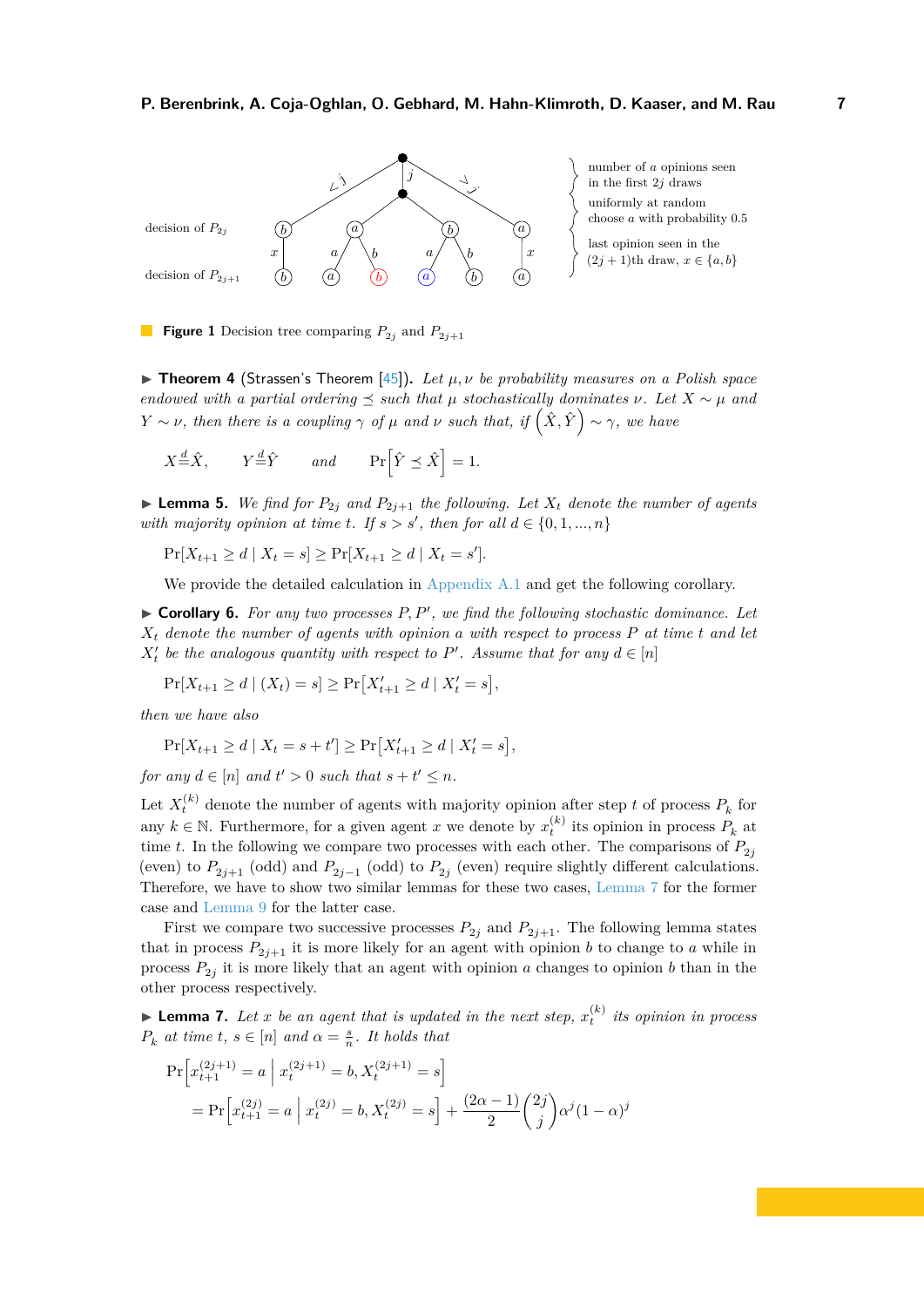decision of $P_{2j}$

decision of $P_{2j+1}$

number of $a$ opinions seen in the first $2j$ draws

uniformly at random choose $a$ with probability 0.5

last opinion seen in the $(2j+1)$th draw, $x \in \{a, b\}$

**Figure 1** Decision tree comparing $P_{2j}$ and $P_{2j+1}$

▶ **Theorem 4** (Strassen's Theorem [45]). *Let $\mu, \nu$ be probability measures on a Polish space endowed with a partial ordering $\preceq$ such that $\mu$ stochastically dominates $\nu$. Let $X \sim \mu$ and $Y \sim \nu$, then there is a coupling $\gamma$ of $\mu$ and $\nu$ such that, if $(\hat{X}, \hat{Y}) \sim \gamma$, we have*

$$X \overset{d}{=} \hat{X}, \qquad Y \overset{d}{=} \hat{Y} \qquad \text{and} \qquad \Pr\left[\hat{Y} \preceq \hat{X}\right] = 1.$$

▶ **Lemma 5.** *We find for $P_{2j}$ and $P_{2j+1}$ the following. Let $X_t$ denote the number of agents with majority opinion at time $t$. If $s > s'$, then for all $d \in \{0, 1, ..., n\}$*

$$\Pr[X_{t+1} \geq d \mid X_t = s] \geq \Pr[X_{t+1} \geq d \mid X_t = s'].$$

We provide the detailed calculation in Appendix A.1 and get the following corollary.

▶ **Corollary 6.** *For any two processes $P, P'$, we find the following stochastic dominance. Let $X_t$ denote the number of agents with opinion $a$ with respect to process $P$ at time $t$ and let $X'_t$ be the analogous quantity with respect to $P'$. Assume that for any $d \in [n]$*

$$\Pr[X_{t+1} \geq d \mid (X_t) = s] \geq \Pr\left[X'_{t+1} \geq d \mid X'_t = s\right],$$

*then we have also*

$$\Pr[X_{t+1} \geq d \mid X_t = s + t'] \geq \Pr\left[X'_{t+1} \geq d \mid X'_t = s\right],$$

*for any $d \in [n]$ and $t' > 0$ such that $s + t' \leq n$.*

Let $X_t^{(k)}$ denote the number of agents with majority opinion after step $t$ of process $P_k$ for any $k \in \mathbb{N}$. Furthermore, for a given agent $x$ we denote by $x_t^{(k)}$ its opinion in process $P_k$ at time $t$. In the following we compare two processes with each other. The comparisons of $P_{2j}$ (even) to $P_{2j+1}$ (odd) and $P_{2j-1}$ (odd) to $P_{2j}$ (even) require slightly different calculations. Therefore, we have to show two similar lemmas for these two cases, Lemma 7 for the former case and Lemma 9 for the latter case.

First we compare two successive processes $P_{2j}$ and $P_{2j+1}$. The following lemma states that in process $P_{2j+1}$ it is more likely for an agent with opinion $b$ to change to $a$ while in process $P_{2j}$ it is more likely that an agent with opinion $a$ changes to opinion $b$ than in the other process respectively.

▶ **Lemma 7.** *Let $x$ be an agent that is updated in the next step, $x_t^{(k)}$ its opinion in process $P_k$ at time $t$, $s \in [n]$ and $\alpha = \frac{s}{n}$. It holds that*

$$\Pr\left[x_{t+1}^{(2j+1)} = a \;\middle|\; x_t^{(2j+1)} = b, X_t^{(2j+1)} = s\right]$$
$$= \Pr\left[x_{t+1}^{(2j)} = a \;\middle|\; x_t^{(2j)} = b, X_t^{(2j)} = s\right] + \frac{(2\alpha - 1)}{2}\binom{2j}{j}\alpha^j(1-\alpha)^j$$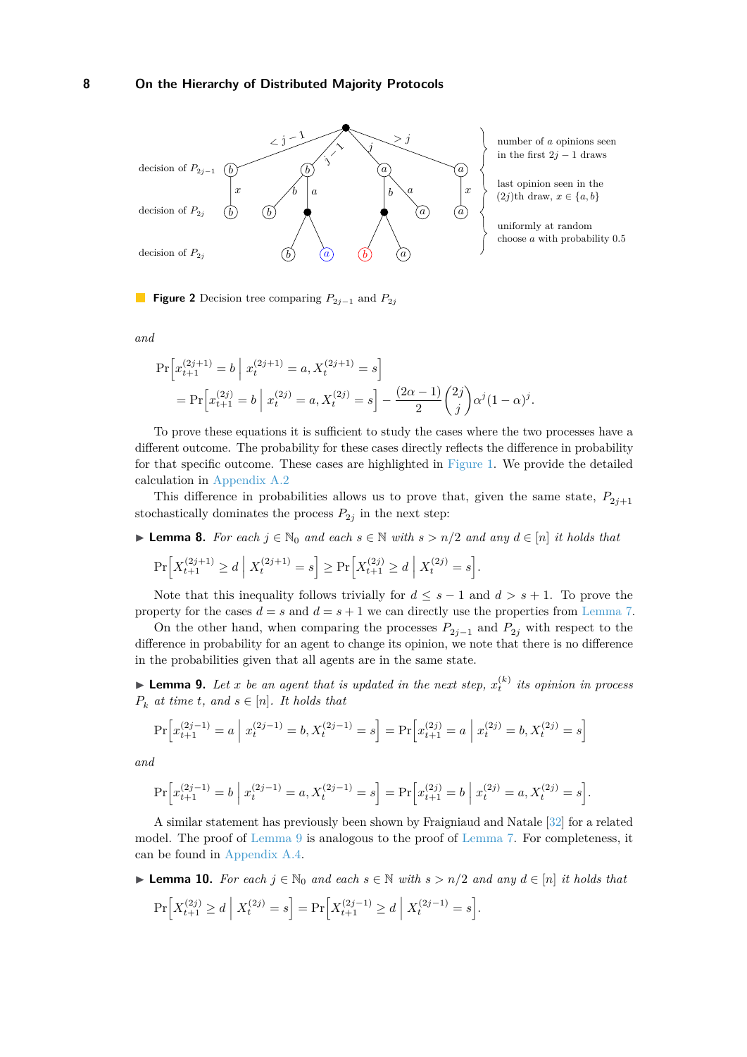**Figure 2** Decision tree comparing $P_{2j-1}$ and $P_{2j}$

*and*

$$\Pr\left[x_{t+1}^{(2j+1)} = b \,\middle|\, x_t^{(2j+1)} = a, X_t^{(2j+1)} = s\right]$$
$$= \Pr\left[x_{t+1}^{(2j)} = b \,\middle|\, x_t^{(2j)} = a, X_t^{(2j)} = s\right] - \frac{(2\alpha - 1)}{2}\binom{2j}{j}\alpha^j(1-\alpha)^j.$$

To prove these equations it is sufficient to study the cases where the two processes have a different outcome. The probability for these cases directly reflects the difference in probability for that specific outcome. These cases are highlighted in Figure 1. We provide the detailed calculation in Appendix A.2

This difference in probabilities allows us to prove that, given the same state, $P_{2j+1}$ stochastically dominates the process $P_{2j}$ in the next step:

▶ **Lemma 8.** *For each $j \in \mathbb{N}_0$ and each $s \in \mathbb{N}$ with $s > n/2$ and any $d \in [n]$ it holds that*

$$\Pr\left[X_{t+1}^{(2j+1)} \geq d \,\middle|\, X_t^{(2j+1)} = s\right] \geq \Pr\left[X_{t+1}^{(2j)} \geq d \,\middle|\, X_t^{(2j)} = s\right].$$

Note that this inequality follows trivially for $d \leq s-1$ and $d > s+1$. To prove the property for the cases $d = s$ and $d = s+1$ we can directly use the properties from Lemma 7.

On the other hand, when comparing the processes $P_{2j-1}$ and $P_{2j}$ with respect to the difference in probability for an agent to change its opinion, we note that there is no difference in the probabilities given that all agents are in the same state.

▶ **Lemma 9.** *Let $x$ be an agent that is updated in the next step, $x_t^{(k)}$ its opinion in process $P_k$ at time $t$, and $s \in [n]$. It holds that*

$$\Pr\left[x_{t+1}^{(2j-1)} = a \,\middle|\, x_t^{(2j-1)} = b, X_t^{(2j-1)} = s\right] = \Pr\left[x_{t+1}^{(2j)} = a \,\middle|\, x_t^{(2j)} = b, X_t^{(2j)} = s\right]$$

*and*

$$\Pr\left[x_{t+1}^{(2j-1)} = b \,\middle|\, x_t^{(2j-1)} = a, X_t^{(2j-1)} = s\right] = \Pr\left[x_{t+1}^{(2j)} = b \,\middle|\, x_t^{(2j)} = a, X_t^{(2j)} = s\right].$$

A similar statement has previously been shown by Fraigniaud and Natale [32] for a related model. The proof of Lemma 9 is analogous to the proof of Lemma 7. For completeness, it can be found in Appendix A.4.

▶ **Lemma 10.** *For each $j \in \mathbb{N}_0$ and each $s \in \mathbb{N}$ with $s > n/2$ and any $d \in [n]$ it holds that*

$$\Pr\left[X_{t+1}^{(2j)} \geq d \,\middle|\, X_t^{(2j)} = s\right] = \Pr\left[X_{t+1}^{(2j-1)} \geq d \,\middle|\, X_t^{(2j-1)} = s\right].$$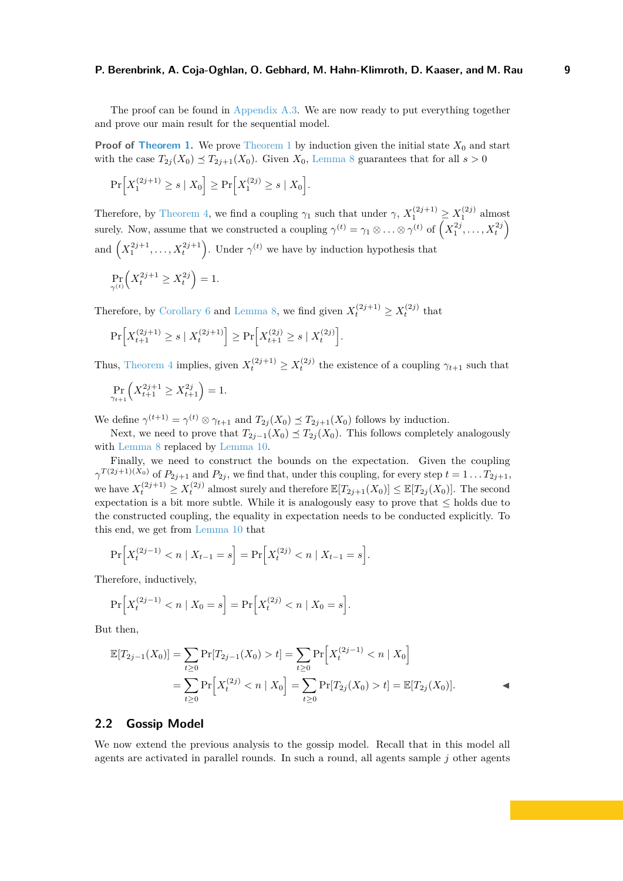The proof can be found in Appendix A.3. We are now ready to put everything together and prove our main result for the sequential model.

**Proof of Theorem 1.** We prove Theorem 1 by induction given the initial state $X_0$ and start with the case $T_{2j}(X_0) \preceq T_{2j+1}(X_0)$. Given $X_0$, Lemma 8 guarantees that for all $s > 0$

$$\Pr\Big[X_1^{(2j+1)} \geq s \mid X_0\Big] \geq \Pr\Big[X_1^{(2j)} \geq s \mid X_0\Big].$$

Therefore, by Theorem 4, we find a coupling $\gamma_1$ such that under $\gamma$, $X_1^{(2j+1)} \geq X_1^{(2j)}$ almost surely. Now, assume that we constructed a coupling $\gamma^{(t)} = \gamma_1 \otimes \ldots \otimes \gamma^{(t)}$ of $\left(X_1^{2j}, \ldots, X_t^{2j}\right)$ and $\left(X_1^{2j+1}, \ldots, X_t^{2j+1}\right)$. Under $\gamma^{(t)}$ we have by induction hypothesis that

$$\Pr_{\gamma^{(t)}}\left(X_t^{2j+1} \geq X_t^{2j}\right) = 1.$$

Therefore, by Corollary 6 and Lemma 8, we find given $X_t^{(2j+1)} \geq X_t^{(2j)}$ that

$$\Pr\Big[X_{t+1}^{(2j+1)} \geq s \mid X_t^{(2j+1)}\Big] \geq \Pr\Big[X_{t+1}^{(2j)} \geq s \mid X_t^{(2j)}\Big].$$

Thus, Theorem 4 implies, given $X_t^{(2j+1)} \geq X_t^{(2j)}$ the existence of a coupling $\gamma_{t+1}$ such that

$$\Pr_{\gamma_{t+1}}\left(X_{t+1}^{2j+1} \geq X_{t+1}^{2j}\right) = 1.$$

We define $\gamma^{(t+1)} = \gamma^{(t)} \otimes \gamma_{t+1}$ and $T_{2j}(X_0) \preceq T_{2j+1}(X_0)$ follows by induction.

Next, we need to prove that $T_{2j-1}(X_0) \preceq T_{2j}(X_0)$. This follows completely analogously with Lemma 8 replaced by Lemma 10.

Finally, we need to construct the bounds on the expectation. Given the coupling $\gamma^{T(2j+1)(X_0)}$ of $P_{2j+1}$ and $P_{2j}$, we find that, under this coupling, for every step $t = 1 \ldots T_{2j+1}$, we have $X_t^{(2j+1)} \geq X_t^{(2j)}$ almost surely and therefore $\mathbb{E}[T_{2j+1}(X_0)] \leq \mathbb{E}[T_{2j}(X_0)]$. The second expectation is a bit more subtle. While it is analogously easy to prove that $\leq$ holds due to the constructed coupling, the equality in expectation needs to be conducted explicitly. To this end, we get from Lemma 10 that

$$\Pr\Big[X_t^{(2j-1)} < n \mid X_{t-1} = s\Big] = \Pr\Big[X_t^{(2j)} < n \mid X_{t-1} = s\Big].$$

Therefore, inductively,

$$\Pr\Big[X_t^{(2j-1)} < n \mid X_0 = s\Big] = \Pr\Big[X_t^{(2j)} < n \mid X_0 = s\Big].$$

But then,

$$\begin{aligned}
\mathbb{E}[T_{2j-1}(X_0)] &= \sum_{t \geq 0} \Pr[T_{2j-1}(X_0) > t] = \sum_{t \geq 0} \Pr\Big[X_t^{(2j-1)} < n \mid X_0\Big] \\
&= \sum_{t \geq 0} \Pr\Big[X_t^{(2j)} < n \mid X_0\Big] = \sum_{t \geq 0} \Pr[T_{2j}(X_0) > t] = \mathbb{E}[T_{2j}(X_0)].
\end{aligned}$$

◀

## 2.2 Gossip Model

We now extend the previous analysis to the gossip model. Recall that in this model all agents are activated in parallel rounds. In such a round, all agents sample $j$ other agents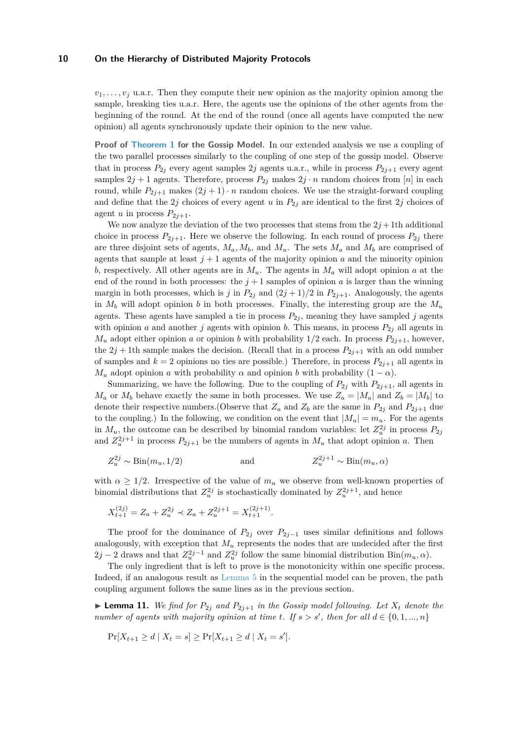$v_1, \ldots, v_j$ u.a.r. Then they compute their new opinion as the majority opinion among the sample, breaking ties u.a.r. Here, the agents use the opinions of the other agents from the beginning of the round. At the end of the round (once all agents have computed the new opinion) all agents synchronously update their opinion to the new value.

**Proof of Theorem 1 for the Gossip Model.** In our extended analysis we use a coupling of the two parallel processes similarly to the coupling of one step of the gossip model. Observe that in process $P_{2j}$ every agent samples $2j$ agents u.a.r., while in process $P_{2j+1}$ every agent samples $2j+1$ agents. Therefore, process $P_{2j}$ makes $2j \cdot n$ random choices from $[n]$ in each round, while $P_{2j+1}$ makes $(2j+1) \cdot n$ random choices. We use the straight-forward coupling and define that the $2j$ choices of every agent $u$ in $P_{2j}$ are identical to the first $2j$ choices of agent $u$ in process $P_{2j+1}$.

We now analyze the deviation of the two processes that stems from the $2j+1$th additional choice in process $P_{2j+1}$. Here we observe the following. In each round of process $P_{2j}$ there are three disjoint sets of agents, $M_a, M_b$, and $M_u$. The sets $M_a$ and $M_b$ are comprised of agents that sample at least $j+1$ agents of the majority opinion $a$ and the minority opinion $b$, respectively. All other agents are in $M_u$. The agents in $M_a$ will adopt opinion $a$ at the end of the round in both processes: the $j+1$ samples of opinion $a$ is larger than the winning margin in both processes, which is $j$ in $P_{2j}$ and $(2j+1)/2$ in $P_{2j+1}$. Analogously, the agents in $M_b$ will adopt opinion $b$ in both processes. Finally, the interesting group are the $M_u$ agents. These agents have sampled a tie in process $P_{2j}$, meaning they have sampled $j$ agents with opinion $a$ and another $j$ agents with opinion $b$. This means, in process $P_{2j}$ all agents in $M_u$ adopt either opinion $a$ or opinion $b$ with probability $1/2$ each. In process $P_{2j+1}$, however, the $2j+1$th sample makes the decision. (Recall that in a process $P_{2j+1}$ with an odd number of samples and $k=2$ opinions no ties are possible.) Therefore, in process $P_{2j+1}$ all agents in $M_u$ adopt opinion $a$ with probability $\alpha$ and opinion $b$ with probability $(1-\alpha)$.

Summarizing, we have the following. Due to the coupling of $P_{2j}$ with $P_{2j+1}$, all agents in $M_a$ or $M_b$ behave exactly the same in both processes. We use $Z_a = |M_a|$ and $Z_b = |M_b|$ to denote their respective numbers.(Observe that $Z_a$ and $Z_b$ are the same in $P_{2j}$ and $P_{2j+1}$ due to the coupling.) In the following, we condition on the event that $|M_u| = m_u$. For the agents in $M_u$, the outcome can be described by binomial random variables: let $Z_u^{2j}$ in process $P_{2j}$ and $Z_u^{2j+1}$ in process $P_{2j+1}$ be the numbers of agents in $M_u$ that adopt opinion $a$. Then

$$Z_u^{2j} \sim \mathrm{Bin}(m_u, 1/2) \qquad \text{and} \qquad Z_u^{2j+1} \sim \mathrm{Bin}(m_u, \alpha)$$

with $\alpha \geq 1/2$. Irrespective of the value of $m_u$ we observe from well-known properties of binomial distributions that $Z_u^{2j}$ is stochastically dominated by $Z_u^{2j+1}$, and hence

$$X_{t+1}^{(2j)} = Z_a + Z_u^{2j} \prec Z_a + Z_u^{2j+1} = X_{t+1}^{(2j+1)}.$$

The proof for the dominance of $P_{2j}$ over $P_{2j-1}$ uses similar definitions and follows analogously, with exception that $M_u$ represents the nodes that are undecided after the first $2j-2$ draws and that $Z_u^{2j-1}$ and $Z_u^{2j}$ follow the same binomial distribution $\mathrm{Bin}(m_u, \alpha)$.

The only ingredient that is left to prove is the monotonicity within one specific process. Indeed, if an analogous result as Lemma 5 in the sequential model can be proven, the path coupling argument follows the same lines as in the previous section.

▶ **Lemma 11.** *We find for $P_{2j}$ and $P_{2j+1}$ in the Gossip model following. Let $X_t$ denote the number of agents with majority opinion at time $t$. If $s > s'$, then for all $d \in \{0, 1, \ldots, n\}$*

$$\Pr[X_{t+1} \geq d \mid X_t = s] \geq \Pr[X_{t+1} \geq d \mid X_t = s'].$$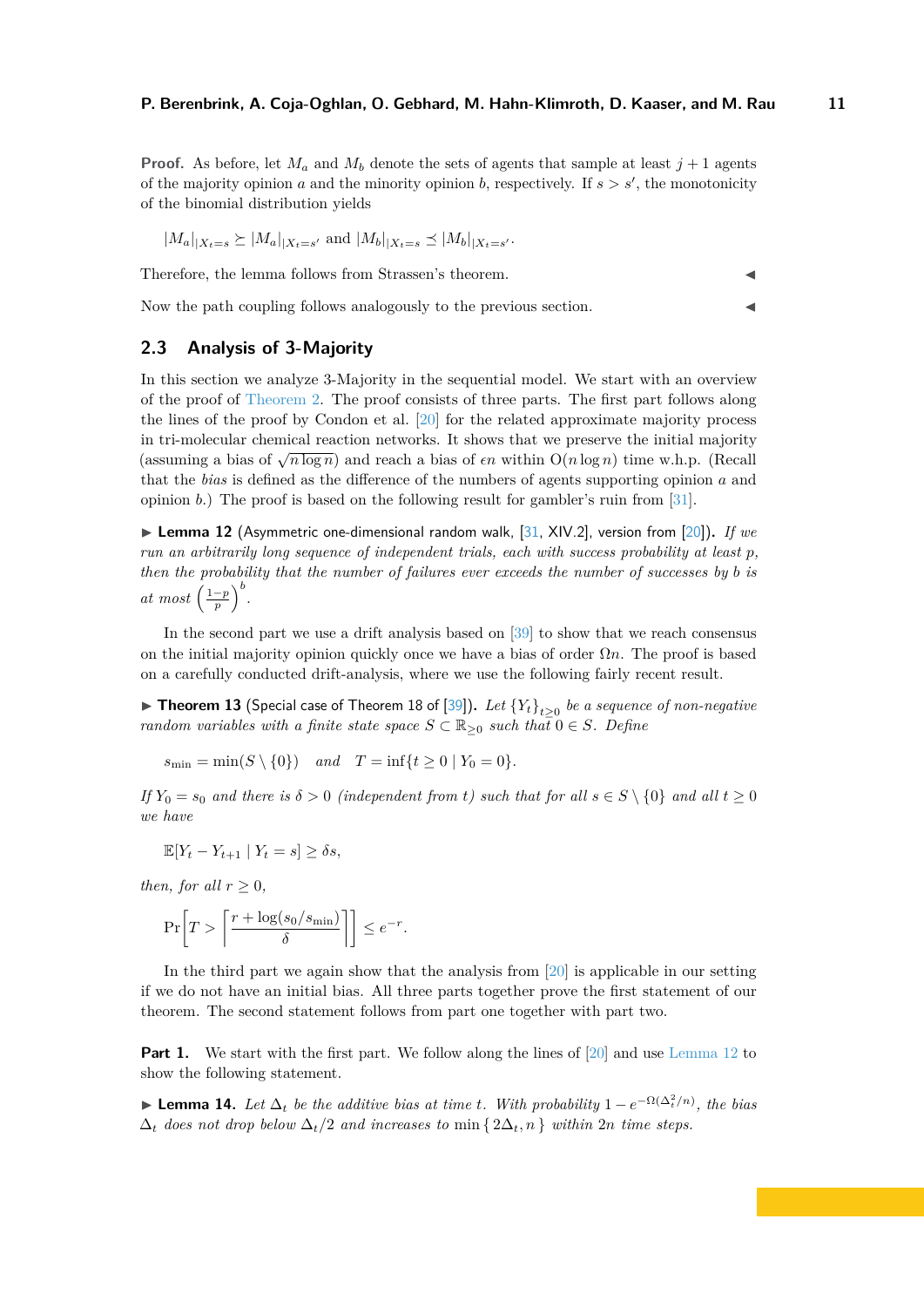**Proof.** As before, let $M_a$ and $M_b$ denote the sets of agents that sample at least $j+1$ agents of the majority opinion $a$ and the minority opinion $b$, respectively. If $s > s'$, the monotonicity of the binomial distribution yields

$$|M_a|_{|X_t=s} \succeq |M_a|_{|X_t=s'} \text{ and } |M_b|_{|X_t=s} \preceq |M_b|_{|X_t=s'}.$$

Therefore, the lemma follows from Strassen's theorem. ◀

Now the path coupling follows analogously to the previous section. ◀

## 2.3 Analysis of 3-Majority

In this section we analyze 3-Majority in the sequential model. We start with an overview of the proof of Theorem 2. The proof consists of three parts. The first part follows along the lines of the proof by Condon et al. [20] for the related approximate majority process in tri-molecular chemical reaction networks. It shows that we preserve the initial majority (assuming a bias of $\sqrt{n \log n}$) and reach a bias of $\epsilon n$ within $O(n \log n)$ time w.h.p. (Recall that the *bias* is defined as the difference of the numbers of agents supporting opinion $a$ and opinion $b$.) The proof is based on the following result for gambler's ruin from [31].

▶ **Lemma 12** (Asymmetric one-dimensional random walk, [31, XIV.2], version from [20])**.** *If we run an arbitrarily long sequence of independent trials, each with success probability at least $p$, then the probability that the number of failures ever exceeds the number of successes by $b$ is at most $\left(\frac{1-p}{p}\right)^b$.*

In the second part we use a drift analysis based on [39] to show that we reach consensus on the initial majority opinion quickly once we have a bias of order $\Omega n$. The proof is based on a carefully conducted drift-analysis, where we use the following fairly recent result.

▶ **Theorem 13** (Special case of Theorem 18 of [39])**.** *Let $\{Y_t\}_{t \geq 0}$ be a sequence of non-negative random variables with a finite state space $S \subset \mathbb{R}_{\geq 0}$ such that $0 \in S$. Define*

$$s_{\min} = \min(S \setminus \{0\}) \quad \text{and} \quad T = \inf\{t \geq 0 \mid Y_0 = 0\}.$$

*If $Y_0 = s_0$ and there is $\delta > 0$ (independent from $t$) such that for all $s \in S \setminus \{0\}$ and all $t \geq 0$ we have*

$$\mathbb{E}[Y_t - Y_{t+1} \mid Y_t = s] \geq \delta s,$$

*then, for all $r \geq 0$,*

$$\Pr\left[T > \left\lceil \frac{r + \log(s_0/s_{\min})}{\delta} \right\rceil\right] \leq e^{-r}.$$

In the third part we again show that the analysis from [20] is applicable in our setting if we do not have an initial bias. All three parts together prove the first statement of our theorem. The second statement follows from part one together with part two.

**Part 1.** We start with the first part. We follow along the lines of [20] and use Lemma 12 to show the following statement.

▶ **Lemma 14.** *Let $\Delta_t$ be the additive bias at time $t$. With probability $1 - e^{-\Omega(\Delta_t^2/n)}$, the bias $\Delta_t$ does not drop below $\Delta_t/2$ and increases to $\min\{2\Delta_t, n\}$ within $2n$ time steps.*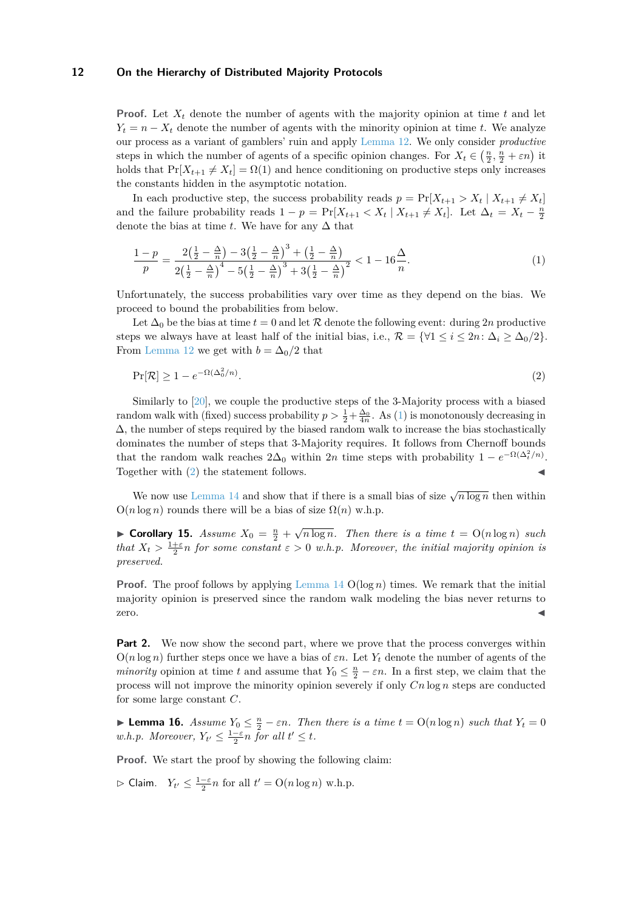**Proof.** Let $X_t$ denote the number of agents with the majority opinion at time $t$ and let $Y_t = n - X_t$ denote the number of agents with the minority opinion at time $t$. We analyze our process as a variant of gamblers' ruin and apply Lemma 12. We only consider *productive* steps in which the number of agents of a specific opinion changes. For $X_t \in \left(\frac{n}{2}, \frac{n}{2} + \varepsilon n\right)$ it holds that $\Pr[X_{t+1} \neq X_t] = \Omega(1)$ and hence conditioning on productive steps only increases the constants hidden in the asymptotic notation.

In each productive step, the success probability reads $p = \Pr[X_{t+1} > X_t \mid X_{t+1} \neq X_t]$ and the failure probability reads $1 - p = \Pr[X_{t+1} < X_t \mid X_{t+1} \neq X_t]$. Let $\Delta_t = X_t - \frac{n}{2}$ denote the bias at time $t$. We have for any $\Delta$ that

$$\frac{1-p}{p} = \frac{2\left(\frac{1}{2} - \frac{\Delta}{n}\right) - 3\left(\frac{1}{2} - \frac{\Delta}{n}\right)^3 + \left(\frac{1}{2} - \frac{\Delta}{n}\right)}{2\left(\frac{1}{2} - \frac{\Delta}{n}\right)^4 - 5\left(\frac{1}{2} - \frac{\Delta}{n}\right)^3 + 3\left(\frac{1}{2} - \frac{\Delta}{n}\right)^2} < 1 - 16\frac{\Delta}{n}. \tag{1}$$

Unfortunately, the success probabilities vary over time as they depend on the bias. We proceed to bound the probabilities from below.

Let $\Delta_0$ be the bias at time $t = 0$ and let $\mathcal{R}$ denote the following event: during $2n$ productive steps we always have at least half of the initial bias, i.e., $\mathcal{R} = \{\forall 1 \leq i \leq 2n \colon \Delta_i \geq \Delta_0/2\}$. From Lemma 12 we get with $b = \Delta_0/2$ that

$$\Pr[\mathcal{R}] \geq 1 - e^{-\Omega(\Delta_0^2/n)}. \tag{2}$$

Similarly to [20], we couple the productive steps of the 3-Majority process with a biased random walk with (fixed) success probability $p > \frac{1}{2} + \frac{\Delta_0}{4n}$. As (1) is monotonously decreasing in $\Delta$, the number of steps required by the biased random walk to increase the bias stochastically dominates the number of steps that 3-Majority requires. It follows from Chernoff bounds that the random walk reaches $2\Delta_0$ within $2n$ time steps with probability $1 - e^{-\Omega(\Delta_t^2/n)}$. Together with (2) the statement follows. ◀

We now use Lemma 14 and show that if there is a small bias of size $\sqrt{n \log n}$ then within $O(n \log n)$ rounds there will be a bias of size $\Omega(n)$ w.h.p.

▶ **Corollary 15.** *Assume $X_0 = \frac{n}{2} + \sqrt{n \log n}$. Then there is a time $t = O(n \log n)$ such that $X_t > \frac{1+\varepsilon}{2} n$ for some constant $\varepsilon > 0$ w.h.p. Moreover, the initial majority opinion is preserved.*

**Proof.** The proof follows by applying Lemma 14 $O(\log n)$ times. We remark that the initial majority opinion is preserved since the random walk modeling the bias never returns to zero. ◀

**Part 2.** We now show the second part, where we prove that the process converges within $O(n \log n)$ further steps once we have a bias of $\varepsilon n$. Let $Y_t$ denote the number of agents of the *minority* opinion at time $t$ and assume that $Y_0 \leq \frac{n}{2} - \varepsilon n$. In a first step, we claim that the process will not improve the minority opinion severely if only $Cn \log n$ steps are conducted for some large constant $C$.

▶ **Lemma 16.** *Assume $Y_0 \leq \frac{n}{2} - \varepsilon n$. Then there is a time $t = O(n \log n)$ such that $Y_t = 0$ w.h.p. Moreover, $Y_{t'} \leq \frac{1-\varepsilon}{2} n$ for all $t' \leq t$.*

**Proof.** We start the proof by showing the following claim:

▷ Claim. $Y_{t'} \leq \frac{1-\varepsilon}{2} n$ for all $t' = O(n \log n)$ w.h.p.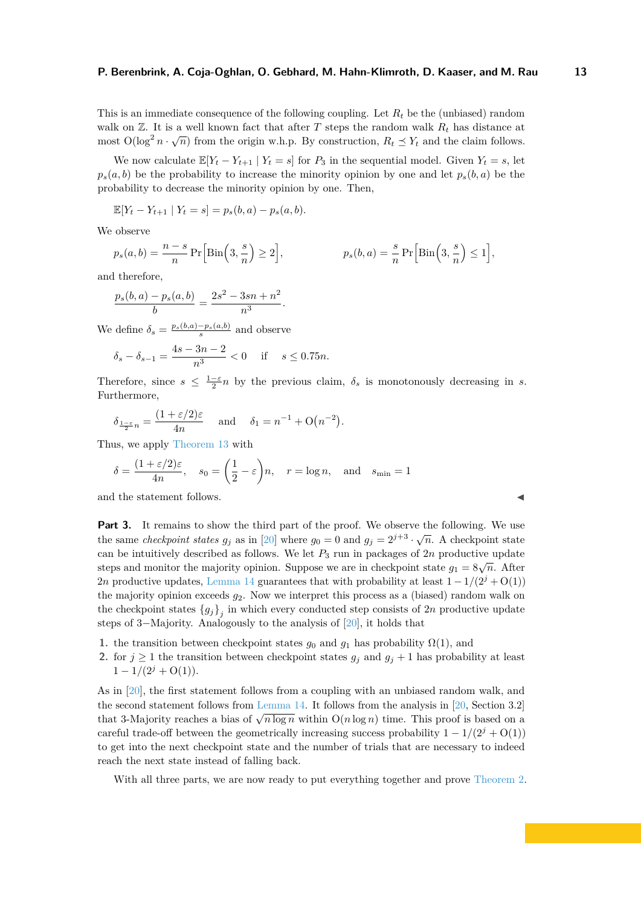This is an immediate consequence of the following coupling. Let $R_t$ be the (unbiased) random walk on $\mathbb{Z}$. It is a well known fact that after $T$ steps the random walk $R_t$ has distance at most $\mathrm{O}(\log^2 n \cdot \sqrt{n})$ from the origin w.h.p. By construction, $R_t \preceq Y_t$ and the claim follows.

We now calculate $\mathbb{E}[Y_t - Y_{t+1} \mid Y_t = s]$ for $P_3$ in the sequential model. Given $Y_t = s$, let $p_s(a,b)$ be the probability to increase the minority opinion by one and let $p_s(b,a)$ be the probability to decrease the minority opinion by one. Then,

$$\mathbb{E}[Y_t - Y_{t+1} \mid Y_t = s] = p_s(b,a) - p_s(a,b).$$

We observe

$$p_s(a,b) = \frac{n-s}{n} \Pr\Big[\mathrm{Bin}\Big(3, \frac{s}{n}\Big) \geq 2\Big], \qquad\qquad p_s(b,a) = \frac{s}{n} \Pr\Big[\mathrm{Bin}\Big(3, \frac{s}{n}\Big) \leq 1\Big],$$

and therefore,

$$\frac{p_s(b,a) - p_s(a,b)}{b} = \frac{2s^2 - 3sn + n^2}{n^3}.$$

We define $\delta_s = \frac{p_s(b,a) - p_s(a,b)}{s}$ and observe

$$\delta_s - \delta_{s-1} = \frac{4s - 3n - 2}{n^3} < 0 \quad \text{if} \quad s \leq 0.75n.$$

Therefore, since $s \leq \frac{1-\varepsilon}{2}n$ by the previous claim, $\delta_s$ is monotonously decreasing in $s$. Furthermore,

$$\delta_{\frac{1-\varepsilon}{2}n} = \frac{(1+\varepsilon/2)\varepsilon}{4n} \quad \text{and} \quad \delta_1 = n^{-1} + \mathrm{O}\big(n^{-2}\big).$$

Thus, we apply Theorem 13 with

$$\delta = \frac{(1+\varepsilon/2)\varepsilon}{4n}, \quad s_0 = \left(\frac{1}{2} - \varepsilon\right)n, \quad r = \log n, \quad \text{and} \quad s_{\min} = 1$$

and the statement follows. ◀

**Part 3.** It remains to show the third part of the proof. We observe the following. We use the same *checkpoint states* $g_j$ as in [20] where $g_0 = 0$ and $g_j = 2^{j+3} \cdot \sqrt{n}$. A checkpoint state can be intuitively described as follows. We let $P_3$ run in packages of $2n$ productive update steps and monitor the majority opinion. Suppose we are in checkpoint state $g_1 = 8\sqrt{n}$. After $2n$ productive updates, Lemma 14 guarantees that with probability at least $1 - 1/(2^j + \mathrm{O}(1))$ the majority opinion exceeds $g_2$. Now we interpret this process as a (biased) random walk on the checkpoint states $\{g_j\}_j$ in which every conducted step consists of $2n$ productive update steps of 3−Majority. Analogously to the analysis of [20], it holds that

1. the transition between checkpoint states $g_0$ and $g_1$ has probability $\Omega(1)$, and
2. for $j \geq 1$ the transition between checkpoint states $g_j$ and $g_j + 1$ has probability at least $1 - 1/(2^j + \mathrm{O}(1))$.

As in [20], the first statement follows from a coupling with an unbiased random walk, and the second statement follows from Lemma 14. It follows from the analysis in [20, Section 3.2] that 3-Majority reaches a bias of $\sqrt{n \log n}$ within $\mathrm{O}(n \log n)$ time. This proof is based on a careful trade-off between the geometrically increasing success probability $1 - 1/(2^j + \mathrm{O}(1))$ to get into the next checkpoint state and the number of trials that are necessary to indeed reach the next state instead of falling back.

With all three parts, we are now ready to put everything together and prove Theorem 2.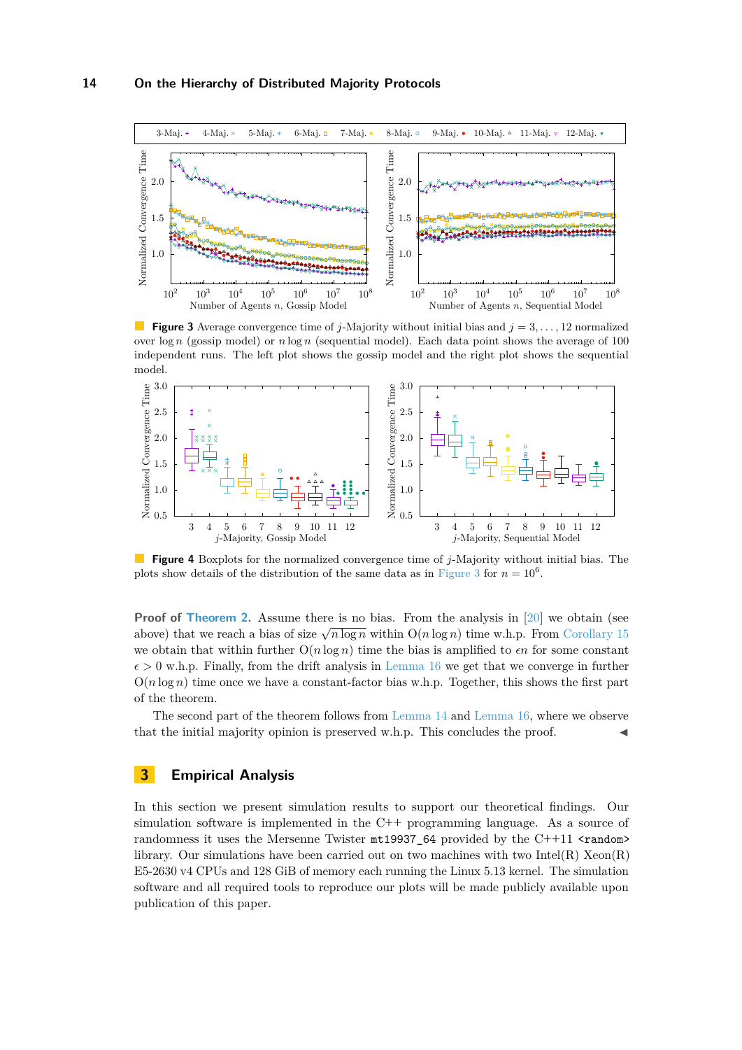**Figure 3** Average convergence time of $j$-Majority without initial bias and $j = 3, \ldots, 12$ normalized over $\log n$ (gossip model) or $n \log n$ (sequential model). Each data point shows the average of 100 independent runs. The left plot shows the gossip model and the right plot shows the sequential model.

**Figure 4** Boxplots for the normalized convergence time of $j$-Majority without initial bias. The plots show details of the distribution of the same data as in Figure 3 for $n = 10^6$.

**Proof of Theorem 2.** Assume there is no bias. From the analysis in [20] we obtain (see above) that we reach a bias of size $\sqrt{n \log n}$ within $\mathrm{O}(n \log n)$ time w.h.p. From Corollary 15 we obtain that within further $\mathrm{O}(n \log n)$ time the bias is amplified to $\epsilon n$ for some constant $\epsilon > 0$ w.h.p. Finally, from the drift analysis in Lemma 16 we get that we converge in further $\mathrm{O}(n \log n)$ time once we have a constant-factor bias w.h.p. Together, this shows the first part of the theorem.

The second part of the theorem follows from Lemma 14 and Lemma 16, where we observe that the initial majority opinion is preserved w.h.p. This concludes the proof. ◀

## 3 Empirical Analysis

In this section we present simulation results to support our theoretical findings. Our simulation software is implemented in the C++ programming language. As a source of randomness it uses the Mersenne Twister `mt19937_64` provided by the C++11 `<random>` library. Our simulations have been carried out on two machines with two Intel(R) Xeon(R) E5-2630 v4 CPUs and 128 GiB of memory each running the Linux 5.13 kernel. The simulation software and all required tools to reproduce our plots will be made publicly available upon publication of this paper.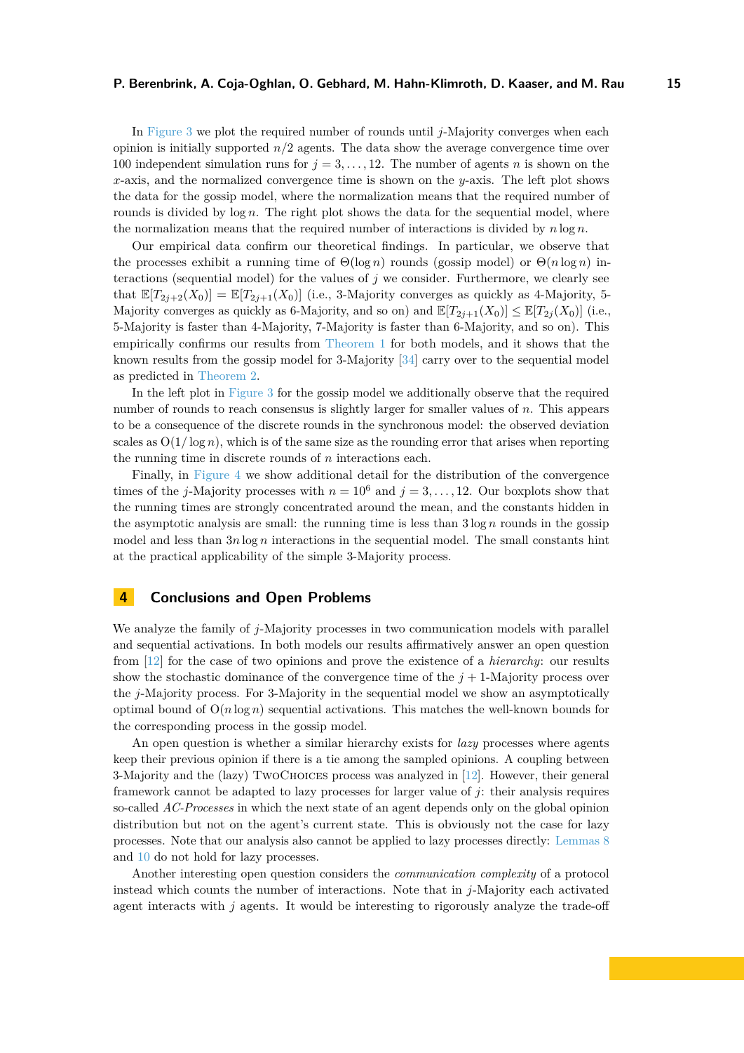In Figure 3 we plot the required number of rounds until $j$-Majority converges when each opinion is initially supported $n/2$ agents. The data show the average convergence time over 100 independent simulation runs for $j = 3, \ldots, 12$. The number of agents $n$ is shown on the $x$-axis, and the normalized convergence time is shown on the $y$-axis. The left plot shows the data for the gossip model, where the normalization means that the required number of rounds is divided by $\log n$. The right plot shows the data for the sequential model, where the normalization means that the required number of interactions is divided by $n \log n$.

Our empirical data confirm our theoretical findings. In particular, we observe that the processes exhibit a running time of $\Theta(\log n)$ rounds (gossip model) or $\Theta(n \log n)$ interactions (sequential model) for the values of $j$ we consider. Furthermore, we clearly see that $\mathbb{E}[T_{2j+2}(X_0)] = \mathbb{E}[T_{2j+1}(X_0)]$ (i.e., 3-Majority converges as quickly as 4-Majority, 5-Majority converges as quickly as 6-Majority, and so on) and $\mathbb{E}[T_{2j+1}(X_0)] \leq \mathbb{E}[T_{2j}(X_0)]$ (i.e., 5-Majority is faster than 4-Majority, 7-Majority is faster than 6-Majority, and so on). This empirically confirms our results from Theorem 1 for both models, and it shows that the known results from the gossip model for 3-Majority [34] carry over to the sequential model as predicted in Theorem 2.

In the left plot in Figure 3 for the gossip model we additionally observe that the required number of rounds to reach consensus is slightly larger for smaller values of $n$. This appears to be a consequence of the discrete rounds in the synchronous model: the observed deviation scales as $O(1/\log n)$, which is of the same size as the rounding error that arises when reporting the running time in discrete rounds of $n$ interactions each.

Finally, in Figure 4 we show additional detail for the distribution of the convergence times of the $j$-Majority processes with $n = 10^6$ and $j = 3, \ldots, 12$. Our boxplots show that the running times are strongly concentrated around the mean, and the constants hidden in the asymptotic analysis are small: the running time is less than $3 \log n$ rounds in the gossip model and less than $3n \log n$ interactions in the sequential model. The small constants hint at the practical applicability of the simple 3-Majority process.

## 4 Conclusions and Open Problems

We analyze the family of $j$-Majority processes in two communication models with parallel and sequential activations. In both models our results affirmatively answer an open question from [12] for the case of two opinions and prove the existence of a *hierarchy*: our results show the stochastic dominance of the convergence time of the $j+1$-Majority process over the $j$-Majority process. For 3-Majority in the sequential model we show an asymptotically optimal bound of $O(n \log n)$ sequential activations. This matches the well-known bounds for the corresponding process in the gossip model.

An open question is whether a similar hierarchy exists for *lazy* processes where agents keep their previous opinion if there is a tie among the sampled opinions. A coupling between 3-Majority and the (lazy) TwoChoices process was analyzed in [12]. However, their general framework cannot be adapted to lazy processes for larger value of $j$: their analysis requires so-called *AC-Processes* in which the next state of an agent depends only on the global opinion distribution but not on the agent's current state. This is obviously not the case for lazy processes. Note that our analysis also cannot be applied to lazy processes directly: Lemmas 8 and 10 do not hold for lazy processes.

Another interesting open question considers the *communication complexity* of a protocol instead which counts the number of interactions. Note that in $j$-Majority each activated agent interacts with $j$ agents. It would be interesting to rigorously analyze the trade-off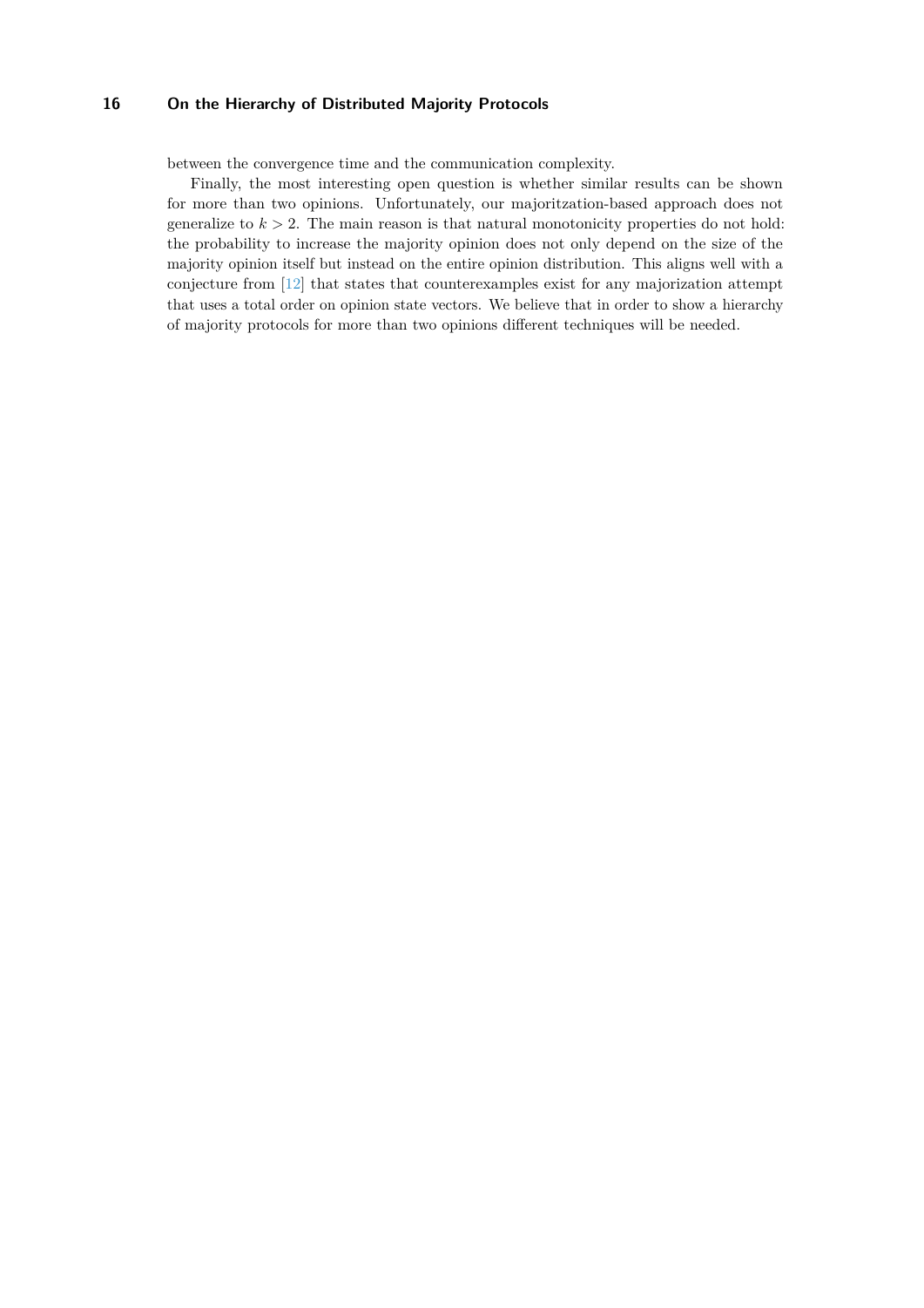between the convergence time and the communication complexity.

Finally, the most interesting open question is whether similar results can be shown for more than two opinions. Unfortunately, our majoritzation-based approach does not generalize to $k > 2$. The main reason is that natural monotonicity properties do not hold: the probability to increase the majority opinion does not only depend on the size of the majority opinion itself but instead on the entire opinion distribution. This aligns well with a conjecture from [12] that states that counterexamples exist for any majorization attempt that uses a total order on opinion state vectors. We believe that in order to show a hierarchy of majority protocols for more than two opinions different techniques will be needed.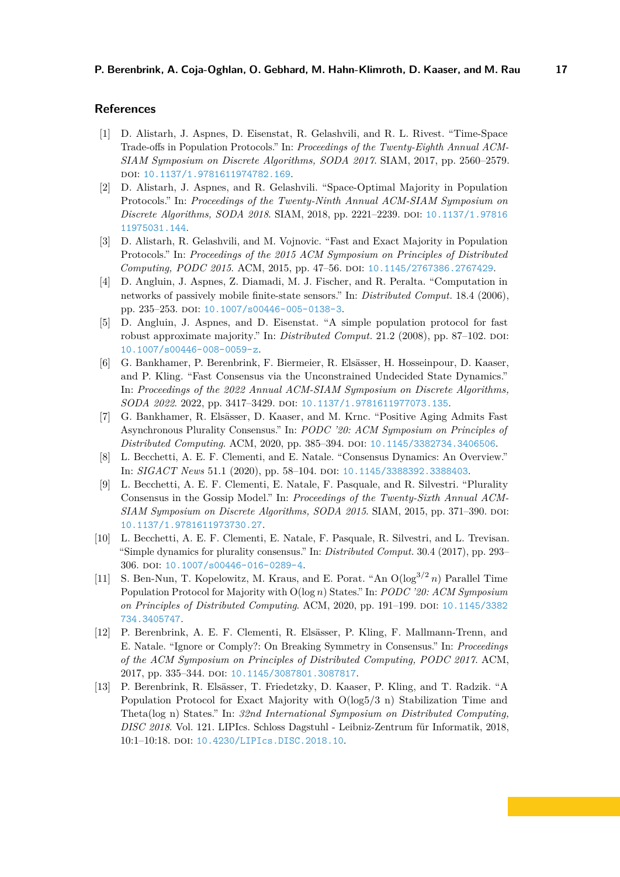## References

[1] D. Alistarh, J. Aspnes, D. Eisenstat, R. Gelashvili, and R. L. Rivest. “Time-Space Trade-offs in Population Protocols.” In: *Proceedings of the Twenty-Eighth Annual ACM-SIAM Symposium on Discrete Algorithms, SODA 2017*. SIAM, 2017, pp. 2560–2579. DOI: 10.1137/1.9781611974782.169.

[2] D. Alistarh, J. Aspnes, and R. Gelashvili. “Space-Optimal Majority in Population Protocols.” In: *Proceedings of the Twenty-Ninth Annual ACM-SIAM Symposium on Discrete Algorithms, SODA 2018*. SIAM, 2018, pp. 2221–2239. DOI: 10.1137/1.9781611975031.144.

[3] D. Alistarh, R. Gelashvili, and M. Vojnovic. “Fast and Exact Majority in Population Protocols.” In: *Proceedings of the 2015 ACM Symposium on Principles of Distributed Computing, PODC 2015*. ACM, 2015, pp. 47–56. DOI: 10.1145/2767386.2767429.

[4] D. Angluin, J. Aspnes, Z. Diamadi, M. J. Fischer, and R. Peralta. “Computation in networks of passively mobile finite-state sensors.” In: *Distributed Comput.* 18.4 (2006), pp. 235–253. DOI: 10.1007/s00446-005-0138-3.

[5] D. Angluin, J. Aspnes, and D. Eisenstat. “A simple population protocol for fast robust approximate majority.” In: *Distributed Comput.* 21.2 (2008), pp. 87–102. DOI: 10.1007/s00446-008-0059-z.

[6] G. Bankhamer, P. Berenbrink, F. Biermeier, R. Elsässer, H. Hosseinpour, D. Kaaser, and P. Kling. “Fast Consensus via the Unconstrained Undecided State Dynamics.” In: *Proceedings of the 2022 Annual ACM-SIAM Symposium on Discrete Algorithms, SODA 2022*. 2022, pp. 3417–3429. DOI: 10.1137/1.9781611977073.135.

[7] G. Bankhamer, R. Elsässer, D. Kaaser, and M. Krnc. “Positive Aging Admits Fast Asynchronous Plurality Consensus.” In: *PODC ’20: ACM Symposium on Principles of Distributed Computing*. ACM, 2020, pp. 385–394. DOI: 10.1145/3382734.3406506.

[8] L. Becchetti, A. E. F. Clementi, and E. Natale. “Consensus Dynamics: An Overview.” In: *SIGACT News* 51.1 (2020), pp. 58–104. DOI: 10.1145/3388392.3388403.

[9] L. Becchetti, A. E. F. Clementi, E. Natale, F. Pasquale, and R. Silvestri. “Plurality Consensus in the Gossip Model.” In: *Proceedings of the Twenty-Sixth Annual ACM-SIAM Symposium on Discrete Algorithms, SODA 2015*. SIAM, 2015, pp. 371–390. DOI: 10.1137/1.9781611973730.27.

[10] L. Becchetti, A. E. F. Clementi, E. Natale, F. Pasquale, R. Silvestri, and L. Trevisan. “Simple dynamics for plurality consensus.” In: *Distributed Comput.* 30.4 (2017), pp. 293–306. DOI: 10.1007/s00446-016-0289-4.

[11] S. Ben-Nun, T. Kopelowitz, M. Kraus, and E. Porat. “An $O(\log^{3/2} n)$ Parallel Time Population Protocol for Majority with $O(\log n)$ States.” In: *PODC ’20: ACM Symposium on Principles of Distributed Computing*. ACM, 2020, pp. 191–199. DOI: 10.1145/3382734.3405747.

[12] P. Berenbrink, A. E. F. Clementi, R. Elsässer, P. Kling, F. Mallmann-Trenn, and E. Natale. “Ignore or Comply?: On Breaking Symmetry in Consensus.” In: *Proceedings of the ACM Symposium on Principles of Distributed Computing, PODC 2017*. ACM, 2017, pp. 335–344. DOI: 10.1145/3087801.3087817.

[13] P. Berenbrink, R. Elsässer, T. Friedetzky, D. Kaaser, P. Kling, and T. Radzik. “A Population Protocol for Exact Majority with O(log5/3 n) Stabilization Time and Theta(log n) States.” In: *32nd International Symposium on Distributed Computing, DISC 2018*. Vol. 121. LIPIcs. Schloss Dagstuhl - Leibniz-Zentrum für Informatik, 2018, 10:1–10:18. DOI: 10.4230/LIPIcs.DISC.2018.10.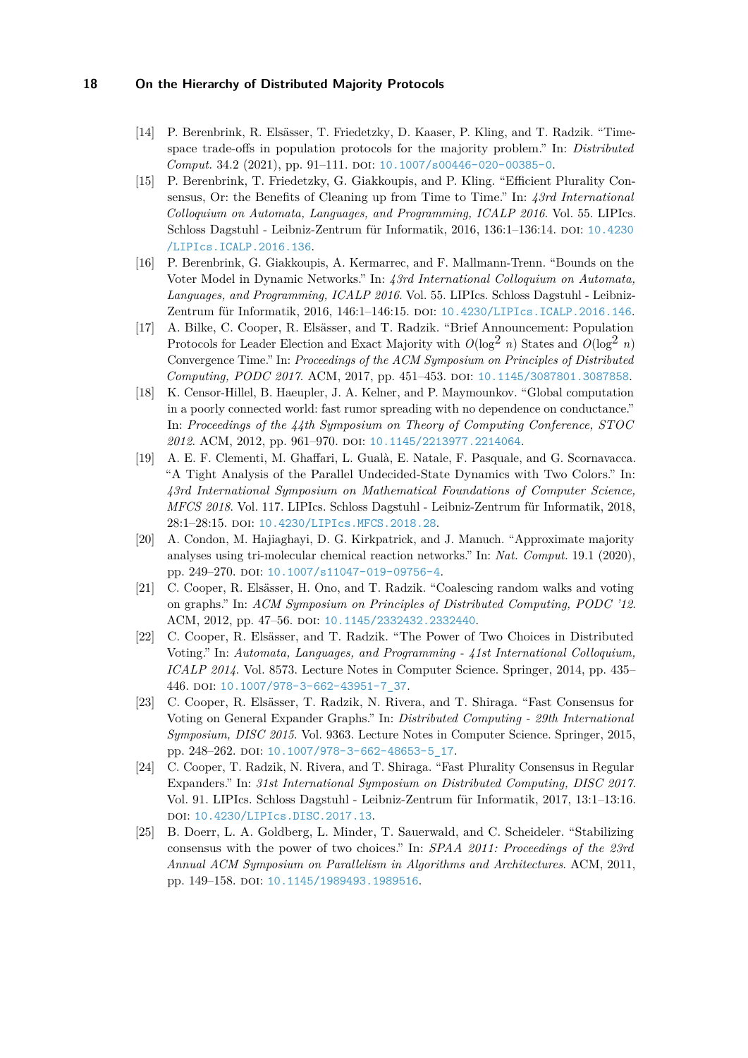[14] P. Berenbrink, R. Elsässer, T. Friedetzky, D. Kaaser, P. Kling, and T. Radzik. "Time-space trade-offs in population protocols for the majority problem." In: *Distributed Comput.* 34.2 (2021), pp. 91–111. DOI: 10.1007/s00446-020-00385-0.

[15] P. Berenbrink, T. Friedetzky, G. Giakkoupis, and P. Kling. "Efficient Plurality Consensus, Or: the Benefits of Cleaning up from Time to Time." In: *43rd International Colloquium on Automata, Languages, and Programming, ICALP 2016*. Vol. 55. LIPIcs. Schloss Dagstuhl - Leibniz-Zentrum für Informatik, 2016, 136:1–136:14. DOI: 10.4230/LIPIcs.ICALP.2016.136.

[16] P. Berenbrink, G. Giakkoupis, A. Kermarrec, and F. Mallmann-Trenn. "Bounds on the Voter Model in Dynamic Networks." In: *43rd International Colloquium on Automata, Languages, and Programming, ICALP 2016*. Vol. 55. LIPIcs. Schloss Dagstuhl - Leibniz-Zentrum für Informatik, 2016, 146:1–146:15. DOI: 10.4230/LIPIcs.ICALP.2016.146.

[17] A. Bilke, C. Cooper, R. Elsässer, and T. Radzik. "Brief Announcement: Population Protocols for Leader Election and Exact Majority with $O(\log^2 n)$ States and $O(\log^2 n)$ Convergence Time." In: *Proceedings of the ACM Symposium on Principles of Distributed Computing, PODC 2017*. ACM, 2017, pp. 451–453. DOI: 10.1145/3087801.3087858.

[18] K. Censor-Hillel, B. Haeupler, J. A. Kelner, and P. Maymounkov. "Global computation in a poorly connected world: fast rumor spreading with no dependence on conductance." In: *Proceedings of the 44th Symposium on Theory of Computing Conference, STOC 2012*. ACM, 2012, pp. 961–970. DOI: 10.1145/2213977.2214064.

[19] A. E. F. Clementi, M. Ghaffari, L. Gualà, E. Natale, F. Pasquale, and G. Scornavacca. "A Tight Analysis of the Parallel Undecided-State Dynamics with Two Colors." In: *43rd International Symposium on Mathematical Foundations of Computer Science, MFCS 2018*. Vol. 117. LIPIcs. Schloss Dagstuhl - Leibniz-Zentrum für Informatik, 2018, 28:1–28:15. DOI: 10.4230/LIPIcs.MFCS.2018.28.

[20] A. Condon, M. Hajiaghayi, D. G. Kirkpatrick, and J. Manuch. "Approximate majority analyses using tri-molecular chemical reaction networks." In: *Nat. Comput.* 19.1 (2020), pp. 249–270. DOI: 10.1007/s11047-019-09756-4.

[21] C. Cooper, R. Elsässer, H. Ono, and T. Radzik. "Coalescing random walks and voting on graphs." In: *ACM Symposium on Principles of Distributed Computing, PODC '12*. ACM, 2012, pp. 47–56. DOI: 10.1145/2332432.2332440.

[22] C. Cooper, R. Elsässer, and T. Radzik. "The Power of Two Choices in Distributed Voting." In: *Automata, Languages, and Programming - 41st International Colloquium, ICALP 2014*. Vol. 8573. Lecture Notes in Computer Science. Springer, 2014, pp. 435–446. DOI: 10.1007/978-3-662-43951-7_37.

[23] C. Cooper, R. Elsässer, T. Radzik, N. Rivera, and T. Shiraga. "Fast Consensus for Voting on General Expander Graphs." In: *Distributed Computing - 29th International Symposium, DISC 2015*. Vol. 9363. Lecture Notes in Computer Science. Springer, 2015, pp. 248–262. DOI: 10.1007/978-3-662-48653-5_17.

[24] C. Cooper, T. Radzik, N. Rivera, and T. Shiraga. "Fast Plurality Consensus in Regular Expanders." In: *31st International Symposium on Distributed Computing, DISC 2017*. Vol. 91. LIPIcs. Schloss Dagstuhl - Leibniz-Zentrum für Informatik, 2017, 13:1–13:16. DOI: 10.4230/LIPIcs.DISC.2017.13.

[25] B. Doerr, L. A. Goldberg, L. Minder, T. Sauerwald, and C. Scheideler. "Stabilizing consensus with the power of two choices." In: *SPAA 2011: Proceedings of the 23rd Annual ACM Symposium on Parallelism in Algorithms and Architectures*. ACM, 2011, pp. 149–158. DOI: 10.1145/1989493.1989516.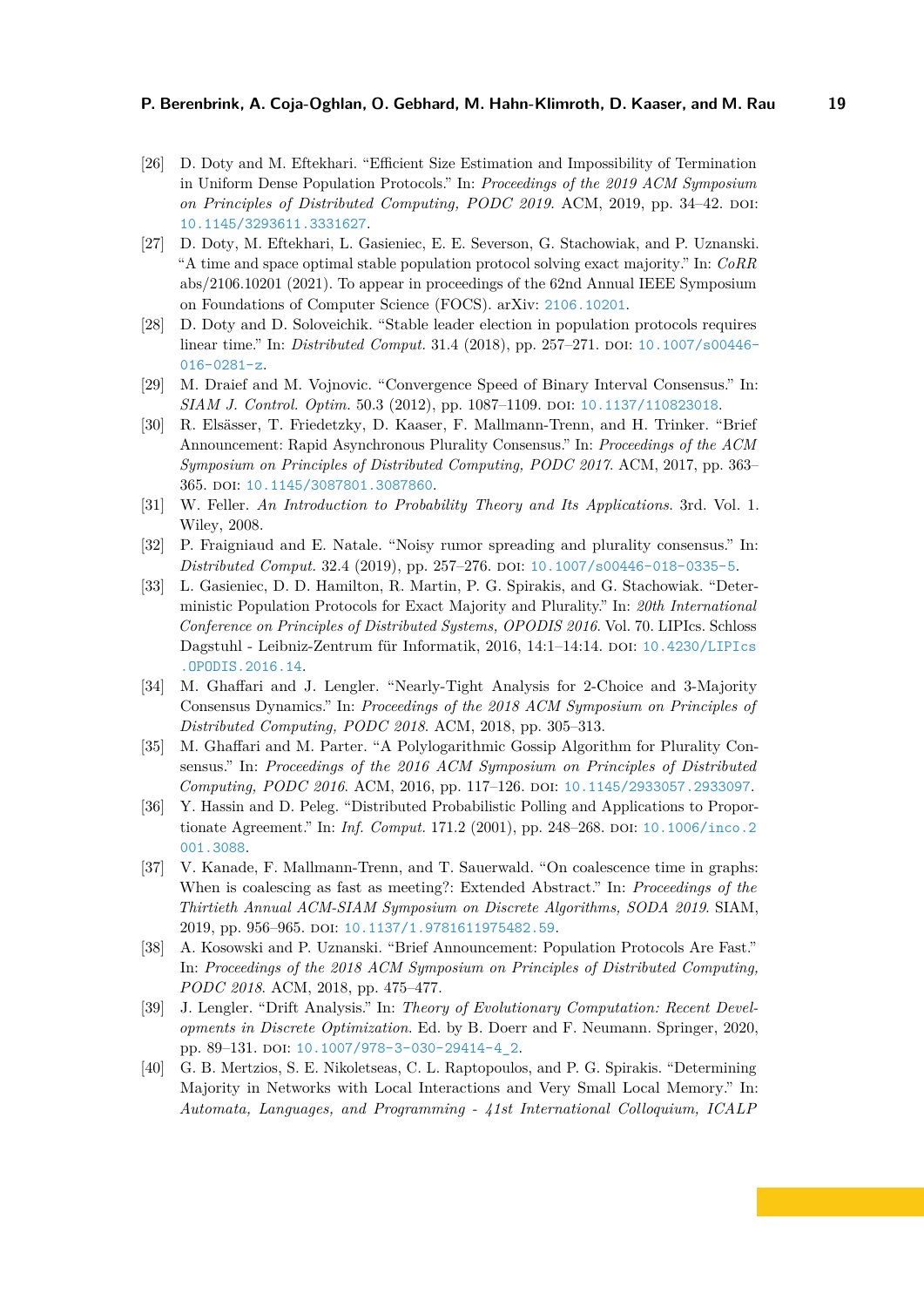[26] D. Doty and M. Eftekhari. "Efficient Size Estimation and Impossibility of Termination in Uniform Dense Population Protocols." In: *Proceedings of the 2019 ACM Symposium on Principles of Distributed Computing, PODC 2019*. ACM, 2019, pp. 34–42. DOI: 10.1145/3293611.3331627.

[27] D. Doty, M. Eftekhari, L. Gasieniec, E. E. Severson, G. Stachowiak, and P. Uznanski. "A time and space optimal stable population protocol solving exact majority." In: *CoRR* abs/2106.10201 (2021). To appear in proceedings of the 62nd Annual IEEE Symposium on Foundations of Computer Science (FOCS). arXiv: 2106.10201.

[28] D. Doty and D. Soloveichik. "Stable leader election in population protocols requires linear time." In: *Distributed Comput.* 31.4 (2018), pp. 257–271. DOI: 10.1007/s00446-016-0281-z.

[29] M. Draief and M. Vojnovic. "Convergence Speed of Binary Interval Consensus." In: *SIAM J. Control. Optim.* 50.3 (2012), pp. 1087–1109. DOI: 10.1137/110823018.

[30] R. Elsässer, T. Friedetzky, D. Kaaser, F. Mallmann-Trenn, and H. Trinker. "Brief Announcement: Rapid Asynchronous Plurality Consensus." In: *Proceedings of the ACM Symposium on Principles of Distributed Computing, PODC 2017*. ACM, 2017, pp. 363–365. DOI: 10.1145/3087801.3087860.

[31] W. Feller. *An Introduction to Probability Theory and Its Applications*. 3rd. Vol. 1. Wiley, 2008.

[32] P. Fraigniaud and E. Natale. "Noisy rumor spreading and plurality consensus." In: *Distributed Comput.* 32.4 (2019), pp. 257–276. DOI: 10.1007/s00446-018-0335-5.

[33] L. Gasieniec, D. D. Hamilton, R. Martin, P. G. Spirakis, and G. Stachowiak. "Deterministic Population Protocols for Exact Majority and Plurality." In: *20th International Conference on Principles of Distributed Systems, OPODIS 2016*. Vol. 70. LIPIcs. Schloss Dagstuhl - Leibniz-Zentrum für Informatik, 2016, 14:1–14:14. DOI: 10.4230/LIPIcs.OPODIS.2016.14.

[34] M. Ghaffari and J. Lengler. "Nearly-Tight Analysis for 2-Choice and 3-Majority Consensus Dynamics." In: *Proceedings of the 2018 ACM Symposium on Principles of Distributed Computing, PODC 2018*. ACM, 2018, pp. 305–313.

[35] M. Ghaffari and M. Parter. "A Polylogarithmic Gossip Algorithm for Plurality Consensus." In: *Proceedings of the 2016 ACM Symposium on Principles of Distributed Computing, PODC 2016*. ACM, 2016, pp. 117–126. DOI: 10.1145/2933057.2933097.

[36] Y. Hassin and D. Peleg. "Distributed Probabilistic Polling and Applications to Proportionate Agreement." In: *Inf. Comput.* 171.2 (2001), pp. 248–268. DOI: 10.1006/inco.2001.3088.

[37] V. Kanade, F. Mallmann-Trenn, and T. Sauerwald. "On coalescence time in graphs: When is coalescing as fast as meeting?: Extended Abstract." In: *Proceedings of the Thirtieth Annual ACM-SIAM Symposium on Discrete Algorithms, SODA 2019*. SIAM, 2019, pp. 956–965. DOI: 10.1137/1.9781611975482.59.

[38] A. Kosowski and P. Uznanski. "Brief Announcement: Population Protocols Are Fast." In: *Proceedings of the 2018 ACM Symposium on Principles of Distributed Computing, PODC 2018*. ACM, 2018, pp. 475–477.

[39] J. Lengler. "Drift Analysis." In: *Theory of Evolutionary Computation: Recent Developments in Discrete Optimization*. Ed. by B. Doerr and F. Neumann. Springer, 2020, pp. 89–131. DOI: 10.1007/978-3-030-29414-4_2.

[40] G. B. Mertzios, S. E. Nikoletseas, C. L. Raptopoulos, and P. G. Spirakis. "Determining Majority in Networks with Local Interactions and Very Small Local Memory." In: *Automata, Languages, and Programming - 41st International Colloquium, ICALP*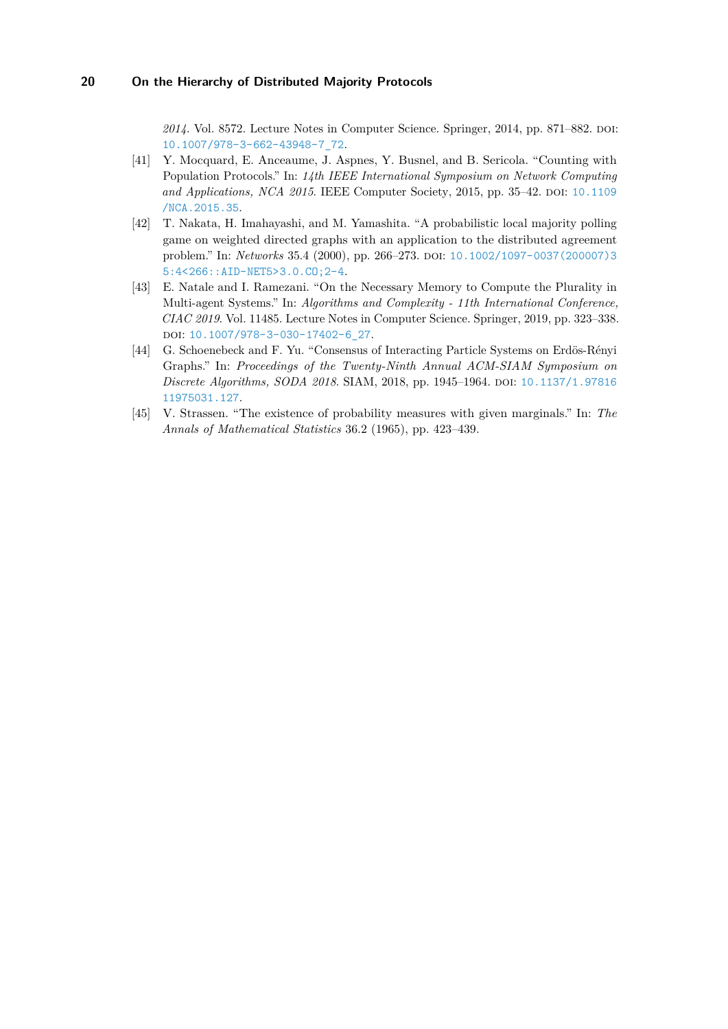*2014*. Vol. 8572. Lecture Notes in Computer Science. Springer, 2014, pp. 871–882. DOI: 10.1007/978-3-662-43948-7_72.

[41] Y. Mocquard, E. Anceaume, J. Aspnes, Y. Busnel, and B. Sericola. "Counting with Population Protocols." In: *14th IEEE International Symposium on Network Computing and Applications, NCA 2015*. IEEE Computer Society, 2015, pp. 35–42. DOI: 10.1109/NCA.2015.35.

[42] T. Nakata, H. Imahayashi, and M. Yamashita. "A probabilistic local majority polling game on weighted directed graphs with an application to the distributed agreement problem." In: *Networks* 35.4 (2000), pp. 266–273. DOI: 10.1002/1097-0037(200007)35:4<266::AID-NET5>3.0.CO;2-4.

[43] E. Natale and I. Ramezani. "On the Necessary Memory to Compute the Plurality in Multi-agent Systems." In: *Algorithms and Complexity - 11th International Conference, CIAC 2019*. Vol. 11485. Lecture Notes in Computer Science. Springer, 2019, pp. 323–338. DOI: 10.1007/978-3-030-17402-6_27.

[44] G. Schoenebeck and F. Yu. "Consensus of Interacting Particle Systems on Erdös-Rényi Graphs." In: *Proceedings of the Twenty-Ninth Annual ACM-SIAM Symposium on Discrete Algorithms, SODA 2018*. SIAM, 2018, pp. 1945–1964. DOI: 10.1137/1.9781611975031.127.

[45] V. Strassen. "The existence of probability measures with given marginals." In: *The Annals of Mathematical Statistics* 36.2 (1965), pp. 423–439.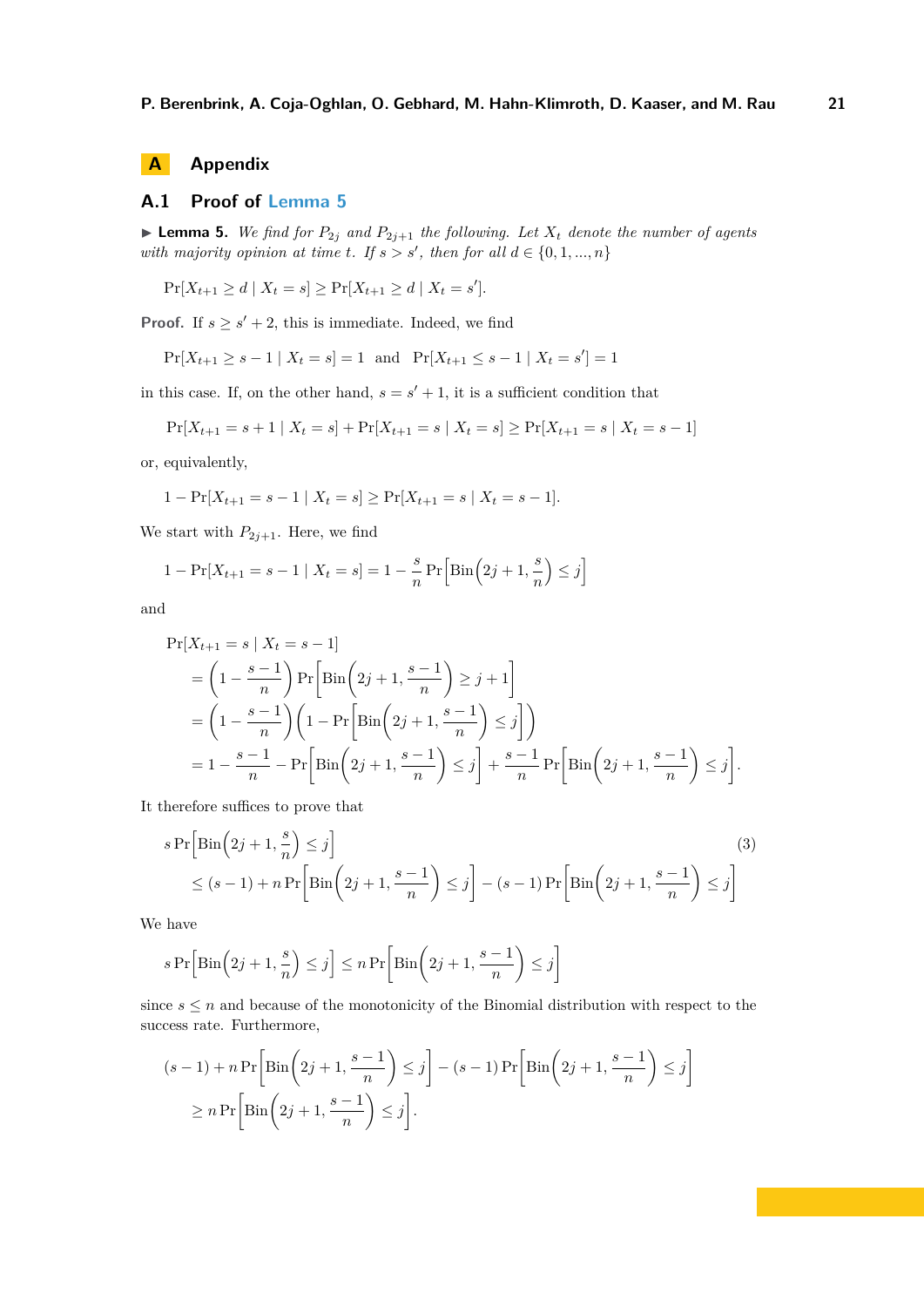# A Appendix

## A.1 Proof of Lemma 5

▶ **Lemma 5.** *We find for $P_{2j}$ and $P_{2j+1}$ the following. Let $X_t$ denote the number of agents with majority opinion at time $t$. If $s > s'$, then for all $d \in \{0, 1, ..., n\}$*

$$\Pr[X_{t+1} \geq d \mid X_t = s] \geq \Pr[X_{t+1} \geq d \mid X_t = s'].$$

**Proof.** If $s \geq s' + 2$, this is immediate. Indeed, we find

$$\Pr[X_{t+1} \geq s-1 \mid X_t = s] = 1 \quad \text{and} \quad \Pr[X_{t+1} \leq s-1 \mid X_t = s'] = 1$$

in this case. If, on the other hand, $s = s' + 1$, it is a sufficient condition that

$$\Pr[X_{t+1} = s+1 \mid X_t = s] + \Pr[X_{t+1} = s \mid X_t = s] \geq \Pr[X_{t+1} = s \mid X_t = s-1]$$

or, equivalently,

$$1 - \Pr[X_{t+1} = s-1 \mid X_t = s] \geq \Pr[X_{t+1} = s \mid X_t = s-1].$$

We start with $P_{2j+1}$. Here, we find

$$1 - \Pr[X_{t+1} = s-1 \mid X_t = s] = 1 - \frac{s}{n} \Pr\left[\mathrm{Bin}\left(2j+1, \frac{s}{n}\right) \leq j\right]$$

and

$$\begin{aligned}
&\Pr[X_{t+1} = s \mid X_t = s-1] \\
&= \left(1 - \frac{s-1}{n}\right) \Pr\left[\mathrm{Bin}\left(2j+1, \frac{s-1}{n}\right) \geq j+1\right] \\
&= \left(1 - \frac{s-1}{n}\right)\left(1 - \Pr\left[\mathrm{Bin}\left(2j+1, \frac{s-1}{n}\right) \leq j\right]\right) \\
&= 1 - \frac{s-1}{n} - \Pr\left[\mathrm{Bin}\left(2j+1, \frac{s-1}{n}\right) \leq j\right] + \frac{s-1}{n} \Pr\left[\mathrm{Bin}\left(2j+1, \frac{s-1}{n}\right) \leq j\right].
\end{aligned}$$

It therefore suffices to prove that

$$\begin{aligned}
&s \Pr\left[\mathrm{Bin}\left(2j+1, \frac{s}{n}\right) \leq j\right] \\
&\leq (s-1) + n \Pr\left[\mathrm{Bin}\left(2j+1, \frac{s-1}{n}\right) \leq j\right] - (s-1) \Pr\left[\mathrm{Bin}\left(2j+1, \frac{s-1}{n}\right) \leq j\right]
\end{aligned} \tag{3}$$

We have

$$s \Pr\left[\mathrm{Bin}\left(2j+1, \frac{s}{n}\right) \leq j\right] \leq n \Pr\left[\mathrm{Bin}\left(2j+1, \frac{s-1}{n}\right) \leq j\right]$$

since $s \leq n$ and because of the monotonicity of the Binomial distribution with respect to the success rate. Furthermore,

$$\begin{aligned}
&(s-1) + n \Pr\left[\mathrm{Bin}\left(2j+1, \frac{s-1}{n}\right) \leq j\right] - (s-1) \Pr\left[\mathrm{Bin}\left(2j+1, \frac{s-1}{n}\right) \leq j\right] \\
&\geq n \Pr\left[\mathrm{Bin}\left(2j+1, \frac{s-1}{n}\right) \leq j\right].
\end{aligned}$$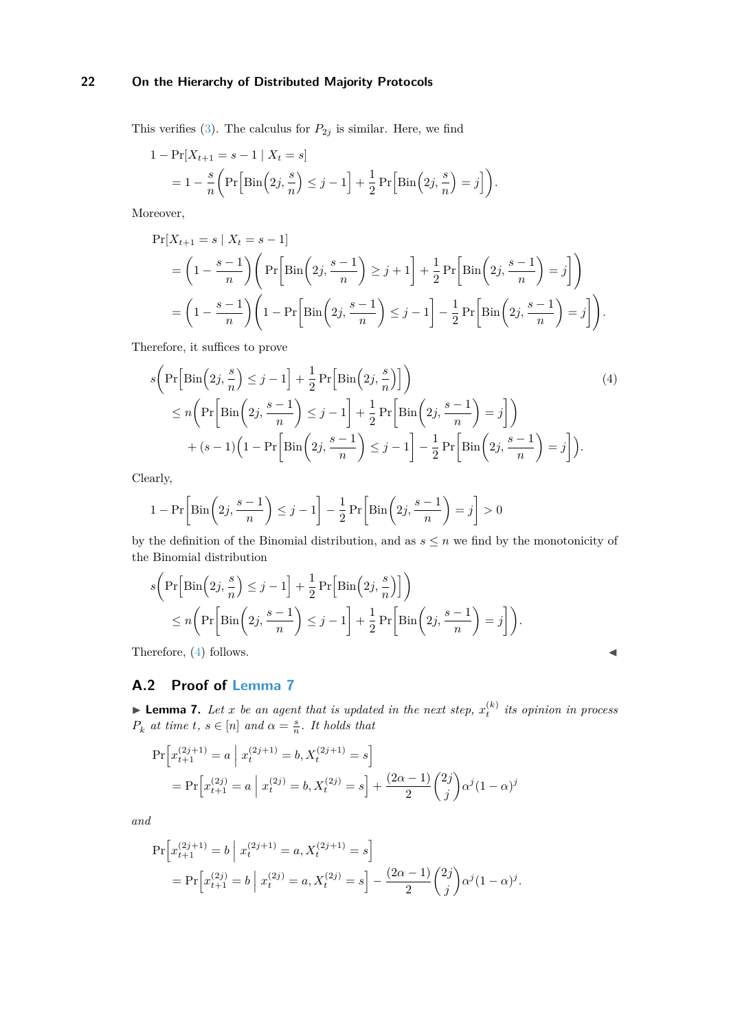This verifies (3). The calculus for $P_{2j}$ is similar. Here, we find

$$
\begin{aligned}
1 &- \Pr[X_{t+1} = s-1 \mid X_t = s] \\
&= 1 - \frac{s}{n}\left(\Pr\left[\operatorname{Bin}\left(2j, \frac{s}{n}\right) \le j-1\right] + \frac{1}{2}\Pr\left[\operatorname{Bin}\left(2j, \frac{s}{n}\right) = j\right]\right).
\end{aligned}
$$

Moreover,

$$
\begin{aligned}
&\Pr[X_{t+1} = s \mid X_t = s-1] \\
&= \left(1 - \frac{s-1}{n}\right)\left(\Pr\left[\operatorname{Bin}\left(2j, \frac{s-1}{n}\right) \ge j+1\right] + \frac{1}{2}\Pr\left[\operatorname{Bin}\left(2j, \frac{s-1}{n}\right) = j\right]\right) \\
&= \left(1 - \frac{s-1}{n}\right)\left(1 - \Pr\left[\operatorname{Bin}\left(2j, \frac{s-1}{n}\right) \le j-1\right] - \frac{1}{2}\Pr\left[\operatorname{Bin}\left(2j, \frac{s-1}{n}\right) = j\right]\right).
\end{aligned}
$$

Therefore, it suffices to prove

$$
\begin{aligned}
&s\left(\Pr\left[\operatorname{Bin}\left(2j, \frac{s}{n}\right) \le j-1\right] + \frac{1}{2}\Pr\left[\operatorname{Bin}\left(2j, \frac{s}{n}\right)\right]\right) \qquad (4)\\
&\le n\left(\Pr\left[\operatorname{Bin}\left(2j, \frac{s-1}{n}\right) \le j-1\right] + \frac{1}{2}\Pr\left[\operatorname{Bin}\left(2j, \frac{s-1}{n}\right) = j\right]\right) \\
&\quad + (s-1)\left(1 - \Pr\left[\operatorname{Bin}\left(2j, \frac{s-1}{n}\right) \le j-1\right] - \frac{1}{2}\Pr\left[\operatorname{Bin}\left(2j, \frac{s-1}{n}\right) = j\right]\right).
\end{aligned}
$$

Clearly,

$$
1 - \Pr\left[\operatorname{Bin}\left(2j, \frac{s-1}{n}\right) \le j-1\right] - \frac{1}{2}\Pr\left[\operatorname{Bin}\left(2j, \frac{s-1}{n}\right) = j\right] > 0
$$

by the definition of the Binomial distribution, and as $s \le n$ we find by the monotonicity of the Binomial distribution

$$
\begin{aligned}
&s\left(\Pr\left[\operatorname{Bin}\left(2j, \frac{s}{n}\right) \le j-1\right] + \frac{1}{2}\Pr\left[\operatorname{Bin}\left(2j, \frac{s}{n}\right)\right]\right) \\
&\le n\left(\Pr\left[\operatorname{Bin}\left(2j, \frac{s-1}{n}\right) \le j-1\right] + \frac{1}{2}\Pr\left[\operatorname{Bin}\left(2j, \frac{s-1}{n}\right) = j\right]\right).
\end{aligned}
$$

Therefore, (4) follows. ◀

## A.2 Proof of Lemma 7

▶ **Lemma 7.** *Let $x$ be an agent that is updated in the next step, $x_t^{(k)}$ its opinion in process $P_k$ at time $t$, $s \in [n]$ and $\alpha = \frac{s}{n}$. It holds that*

$$
\begin{aligned}
&\Pr\left[x_{t+1}^{(2j+1)} = a \;\middle|\; x_t^{(2j+1)} = b, X_t^{(2j+1)} = s\right] \\
&= \Pr\left[x_{t+1}^{(2j)} = a \;\middle|\; x_t^{(2j)} = b, X_t^{(2j)} = s\right] + \frac{(2\alpha-1)}{2}\binom{2j}{j}\alpha^j(1-\alpha)^j
\end{aligned}
$$

*and*

$$
\begin{aligned}
&\Pr\left[x_{t+1}^{(2j+1)} = b \;\middle|\; x_t^{(2j+1)} = a, X_t^{(2j+1)} = s\right] \\
&= \Pr\left[x_{t+1}^{(2j)} = b \;\middle|\; x_t^{(2j)} = a, X_t^{(2j)} = s\right] - \frac{(2\alpha-1)}{2}\binom{2j}{j}\alpha^j(1-\alpha)^j.
\end{aligned}
$$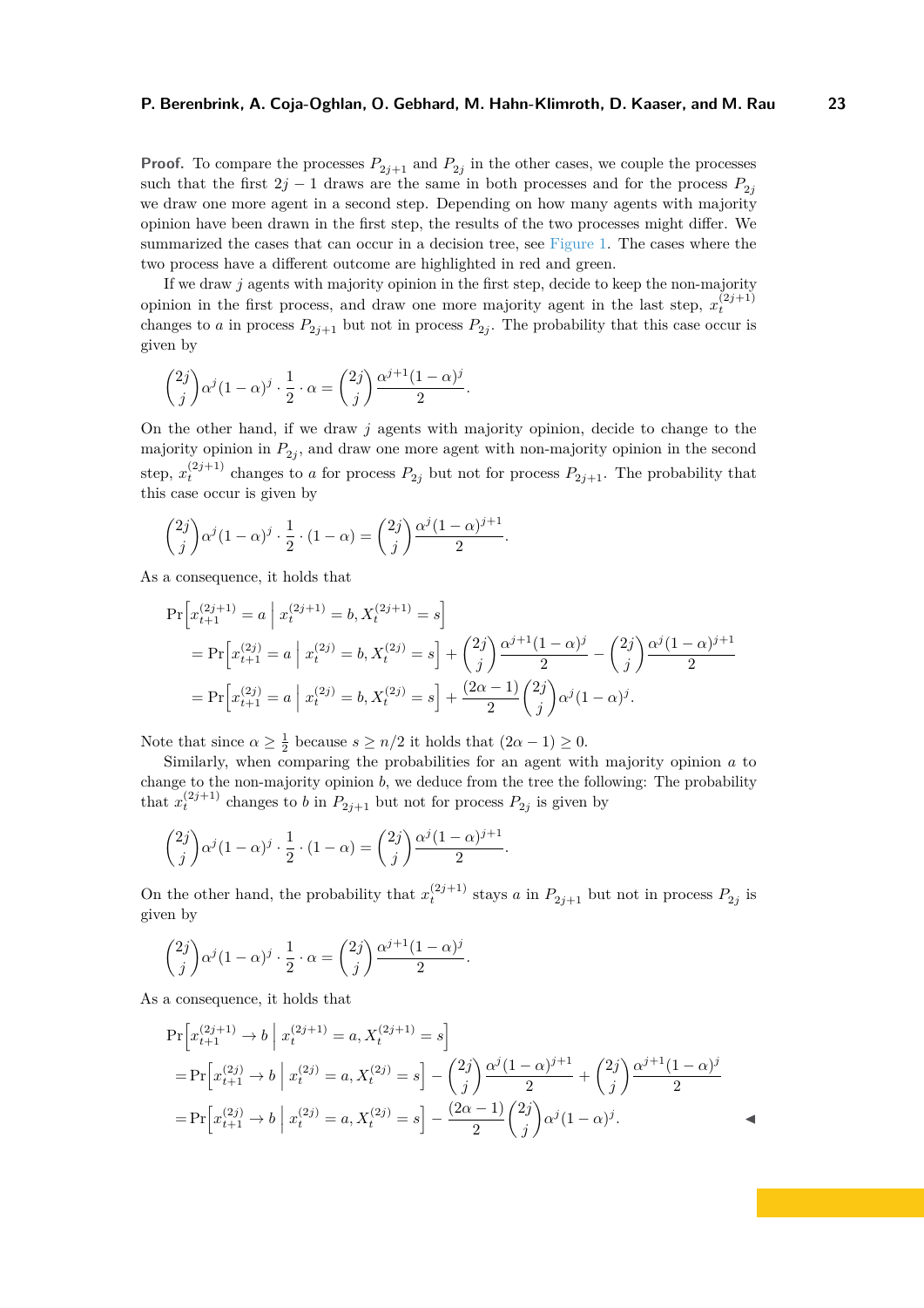**Proof.** To compare the processes $P_{2j+1}$ and $P_{2j}$ in the other cases, we couple the processes such that the first $2j-1$ draws are the same in both processes and for the process $P_{2j}$ we draw one more agent in a second step. Depending on how many agents with majority opinion have been drawn in the first step, the results of the two processes might differ. We summarized the cases that can occur in a decision tree, see Figure 1. The cases where the two process have a different outcome are highlighted in red and green.

If we draw $j$ agents with majority opinion in the first step, decide to keep the non-majority opinion in the first process, and draw one more majority agent in the last step, $x_t^{(2j+1)}$ changes to $a$ in process $P_{2j+1}$ but not in process $P_{2j}$. The probability that this case occur is given by

$$\binom{2j}{j}\alpha^j(1-\alpha)^j \cdot \frac{1}{2} \cdot \alpha = \binom{2j}{j}\frac{\alpha^{j+1}(1-\alpha)^j}{2}.$$

On the other hand, if we draw $j$ agents with majority opinion, decide to change to the majority opinion in $P_{2j}$, and draw one more agent with non-majority opinion in the second step, $x_t^{(2j+1)}$ changes to $a$ for process $P_{2j}$ but not for process $P_{2j+1}$. The probability that this case occur is given by

$$\binom{2j}{j}\alpha^j(1-\alpha)^j \cdot \frac{1}{2} \cdot (1-\alpha) = \binom{2j}{j}\frac{\alpha^{j}(1-\alpha)^{j+1}}{2}.$$

As a consequence, it holds that

$$\begin{aligned}
&\Pr\left[x_{t+1}^{(2j+1)} = a \;\middle|\; x_t^{(2j+1)} = b, X_t^{(2j+1)} = s\right] \\
&\quad = \Pr\left[x_{t+1}^{(2j)} = a \;\middle|\; x_t^{(2j)} = b, X_t^{(2j)} = s\right] + \binom{2j}{j}\frac{\alpha^{j+1}(1-\alpha)^j}{2} - \binom{2j}{j}\frac{\alpha^{j}(1-\alpha)^{j+1}}{2} \\
&\quad = \Pr\left[x_{t+1}^{(2j)} = a \;\middle|\; x_t^{(2j)} = b, X_t^{(2j)} = s\right] + \frac{(2\alpha-1)}{2}\binom{2j}{j}\alpha^j(1-\alpha)^j.
\end{aligned}$$

Note that since $\alpha \geq \frac{1}{2}$ because $s \geq n/2$ it holds that $(2\alpha-1) \geq 0$.

Similarly, when comparing the probabilities for an agent with majority opinion $a$ to change to the non-majority opinion $b$, we deduce from the tree the following: The probability that $x_t^{(2j+1)}$ changes to $b$ in $P_{2j+1}$ but not for process $P_{2j}$ is given by

$$\binom{2j}{j}\alpha^j(1-\alpha)^j \cdot \frac{1}{2} \cdot (1-\alpha) = \binom{2j}{j}\frac{\alpha^{j}(1-\alpha)^{j+1}}{2}.$$

On the other hand, the probability that $x_t^{(2j+1)}$ stays $a$ in $P_{2j+1}$ but not in process $P_{2j}$ is given by

$$\binom{2j}{j}\alpha^j(1-\alpha)^j \cdot \frac{1}{2} \cdot \alpha = \binom{2j}{j}\frac{\alpha^{j+1}(1-\alpha)^j}{2}.$$

As a consequence, it holds that

$$\begin{aligned}
&\Pr\left[x_{t+1}^{(2j+1)} \to b \;\middle|\; x_t^{(2j+1)} = a, X_t^{(2j+1)} = s\right] \\
&\quad = \Pr\left[x_{t+1}^{(2j)} \to b \;\middle|\; x_t^{(2j)} = a, X_t^{(2j)} = s\right] - \binom{2j}{j}\frac{\alpha^{j}(1-\alpha)^{j+1}}{2} + \binom{2j}{j}\frac{\alpha^{j+1}(1-\alpha)^j}{2} \\
&\quad = \Pr\left[x_{t+1}^{(2j)} \to b \;\middle|\; x_t^{(2j)} = a, X_t^{(2j)} = s\right] - \frac{(2\alpha-1)}{2}\binom{2j}{j}\alpha^j(1-\alpha)^j.
\end{aligned}$$

◀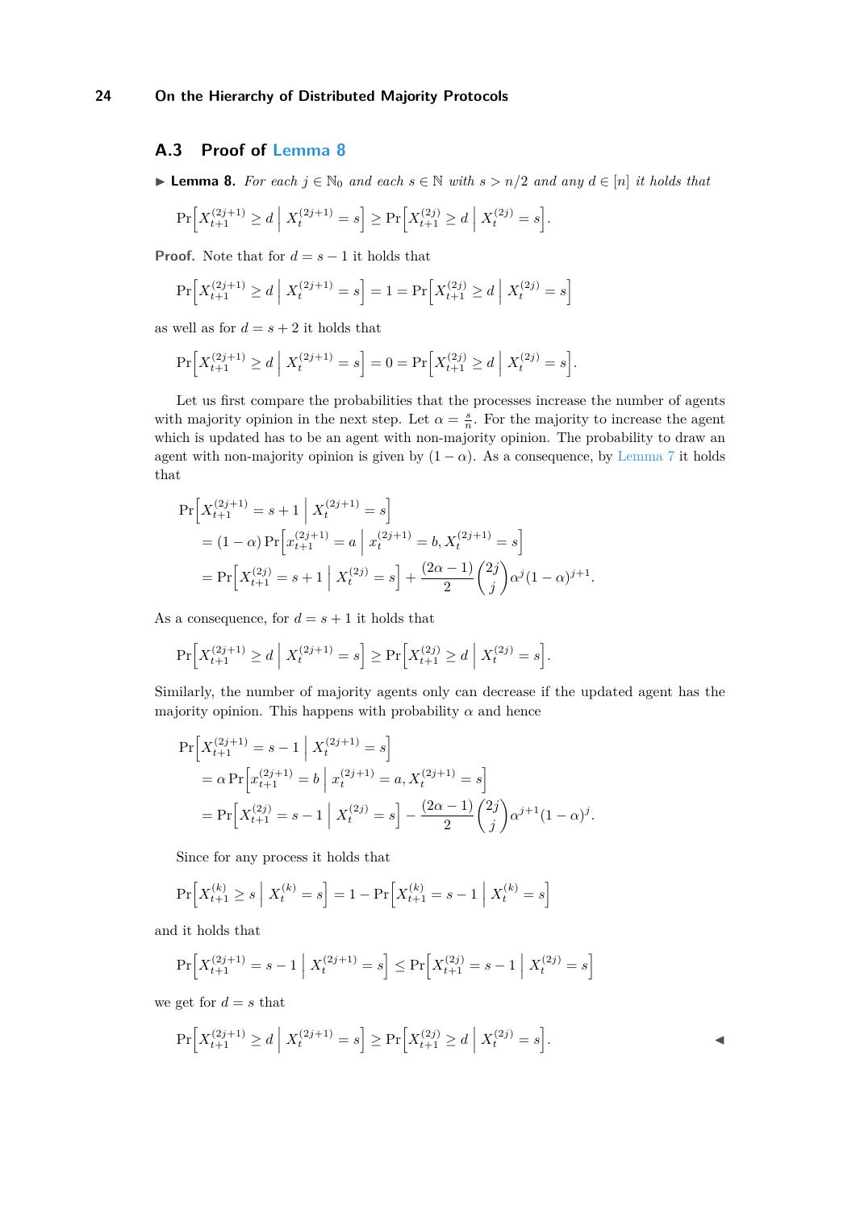## A.3 Proof of Lemma 8

▶ **Lemma 8.** *For each $j \in \mathbb{N}_0$ and each $s \in \mathbb{N}$ with $s > n/2$ and any $d \in [n]$ it holds that*

$$\Pr\Big[X_{t+1}^{(2j+1)} \geq d \,\Big|\, X_t^{(2j+1)} = s\Big] \geq \Pr\Big[X_{t+1}^{(2j)} \geq d \,\Big|\, X_t^{(2j)} = s\Big].$$

**Proof.** Note that for $d = s-1$ it holds that

$$\Pr\Big[X_{t+1}^{(2j+1)} \geq d \,\Big|\, X_t^{(2j+1)} = s\Big] = 1 = \Pr\Big[X_{t+1}^{(2j)} \geq d \,\Big|\, X_t^{(2j)} = s\Big]$$

as well as for $d = s+2$ it holds that

$$\Pr\Big[X_{t+1}^{(2j+1)} \geq d \,\Big|\, X_t^{(2j+1)} = s\Big] = 0 = \Pr\Big[X_{t+1}^{(2j)} \geq d \,\Big|\, X_t^{(2j)} = s\Big].$$

Let us first compare the probabilities that the processes increase the number of agents with majority opinion in the next step. Let $\alpha = \frac{s}{n}$. For the majority to increase the agent which is updated has to be an agent with non-majority opinion. The probability to draw an agent with non-majority opinion is given by $(1-\alpha)$. As a consequence, by Lemma 7 it holds that

$$\begin{aligned}
&\Pr\Big[X_{t+1}^{(2j+1)} = s+1 \,\Big|\, X_t^{(2j+1)} = s\Big] \\
&= (1-\alpha)\Pr\Big[x_{t+1}^{(2j+1)} = a \,\Big|\, x_t^{(2j+1)} = b, X_t^{(2j+1)} = s\Big] \\
&= \Pr\Big[X_{t+1}^{(2j)} = s+1 \,\Big|\, X_t^{(2j)} = s\Big] + \frac{(2\alpha-1)}{2}\binom{2j}{j}\alpha^j(1-\alpha)^{j+1}.
\end{aligned}$$

As a consequence, for $d = s+1$ it holds that

$$\Pr\Big[X_{t+1}^{(2j+1)} \geq d \,\Big|\, X_t^{(2j+1)} = s\Big] \geq \Pr\Big[X_{t+1}^{(2j)} \geq d \,\Big|\, X_t^{(2j)} = s\Big].$$

Similarly, the number of majority agents only can decrease if the updated agent has the majority opinion. This happens with probability $\alpha$ and hence

$$\begin{aligned}
&\Pr\Big[X_{t+1}^{(2j+1)} = s-1 \,\Big|\, X_t^{(2j+1)} = s\Big] \\
&= \alpha\Pr\Big[x_{t+1}^{(2j+1)} = b \,\Big|\, x_t^{(2j+1)} = a, X_t^{(2j+1)} = s\Big] \\
&= \Pr\Big[X_{t+1}^{(2j)} = s-1 \,\Big|\, X_t^{(2j)} = s\Big] - \frac{(2\alpha-1)}{2}\binom{2j}{j}\alpha^{j+1}(1-\alpha)^{j}.
\end{aligned}$$

Since for any process it holds that

$$\Pr\Big[X_{t+1}^{(k)} \geq s \,\Big|\, X_t^{(k)} = s\Big] = 1 - \Pr\Big[X_{t+1}^{(k)} = s-1 \,\Big|\, X_t^{(k)} = s\Big]$$

and it holds that

$$\Pr\Big[X_{t+1}^{(2j+1)} = s-1 \,\Big|\, X_t^{(2j+1)} = s\Big] \leq \Pr\Big[X_{t+1}^{(2j)} = s-1 \,\Big|\, X_t^{(2j)} = s\Big]$$

we get for $d = s$ that

$$\Pr\Big[X_{t+1}^{(2j+1)} \geq d \,\Big|\, X_t^{(2j+1)} = s\Big] \geq \Pr\Big[X_{t+1}^{(2j)} \geq d \,\Big|\, X_t^{(2j)} = s\Big]. \qquad \blacktriangleleft$$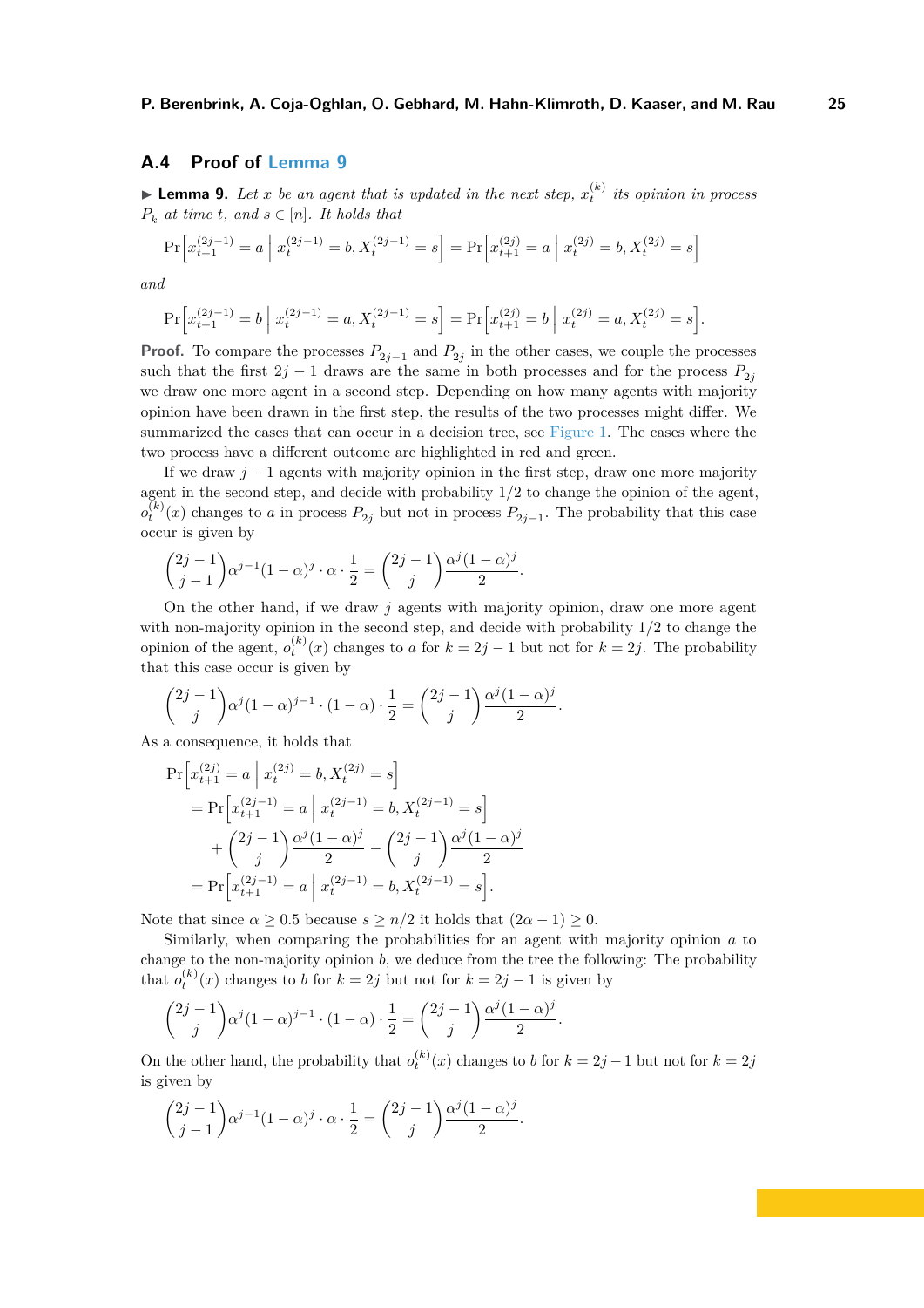## A.4 Proof of Lemma 9

▶ **Lemma 9.** *Let $x$ be an agent that is updated in the next step, $x_t^{(k)}$ its opinion in process $P_k$ at time $t$, and $s \in [n]$. It holds that*

$$\Pr\Big[x_{t+1}^{(2j-1)} = a \;\Big|\; x_t^{(2j-1)} = b, X_t^{(2j-1)} = s\Big] = \Pr\Big[x_{t+1}^{(2j)} = a \;\Big|\; x_t^{(2j)} = b, X_t^{(2j)} = s\Big]$$

*and*

$$\Pr\Big[x_{t+1}^{(2j-1)} = b \;\Big|\; x_t^{(2j-1)} = a, X_t^{(2j-1)} = s\Big] = \Pr\Big[x_{t+1}^{(2j)} = b \;\Big|\; x_t^{(2j)} = a, X_t^{(2j)} = s\Big].$$

**Proof.** To compare the processes $P_{2j-1}$ and $P_{2j}$ in the other cases, we couple the processes such that the first $2j-1$ draws are the same in both processes and for the process $P_{2j}$ we draw one more agent in a second step. Depending on how many agents with majority opinion have been drawn in the first step, the results of the two processes might differ. We summarized the cases that can occur in a decision tree, see Figure 1. The cases where the two process have a different outcome are highlighted in red and green.

If we draw $j-1$ agents with majority opinion in the first step, draw one more majority agent in the second step, and decide with probability $1/2$ to change the opinion of the agent, $o_t^{(k)}(x)$ changes to $a$ in process $P_{2j}$ but not in process $P_{2j-1}$. The probability that this case occur is given by

$$\binom{2j-1}{j-1}\alpha^{j-1}(1-\alpha)^j \cdot \alpha \cdot \frac{1}{2} = \binom{2j-1}{j}\frac{\alpha^j(1-\alpha)^j}{2}.$$

On the other hand, if we draw $j$ agents with majority opinion, draw one more agent with non-majority opinion in the second step, and decide with probability $1/2$ to change the opinion of the agent, $o_t^{(k)}(x)$ changes to $a$ for $k = 2j-1$ but not for $k = 2j$. The probability that this case occur is given by

$$\binom{2j-1}{j}\alpha^j(1-\alpha)^{j-1} \cdot (1-\alpha) \cdot \frac{1}{2} = \binom{2j-1}{j}\frac{\alpha^j(1-\alpha)^j}{2}.$$

As a consequence, it holds that

$$\begin{aligned}
\Pr\Big[&x_{t+1}^{(2j)} = a \;\Big|\; x_t^{(2j)} = b, X_t^{(2j)} = s\Big] \\
&= \Pr\Big[x_{t+1}^{(2j-1)} = a \;\Big|\; x_t^{(2j-1)} = b, X_t^{(2j-1)} = s\Big] \\
&\quad + \binom{2j-1}{j}\frac{\alpha^j(1-\alpha)^j}{2} - \binom{2j-1}{j}\frac{\alpha^j(1-\alpha)^j}{2} \\
&= \Pr\Big[x_{t+1}^{(2j-1)} = a \;\Big|\; x_t^{(2j-1)} = b, X_t^{(2j-1)} = s\Big].
\end{aligned}$$

Note that since $\alpha \geq 0.5$ because $s \geq n/2$ it holds that $(2\alpha - 1) \geq 0$.

Similarly, when comparing the probabilities for an agent with majority opinion $a$ to change to the non-majority opinion $b$, we deduce from the tree the following: The probability that $o_t^{(k)}(x)$ changes to $b$ for $k = 2j$ but not for $k = 2j-1$ is given by

$$\binom{2j-1}{j}\alpha^j(1-\alpha)^{j-1} \cdot (1-\alpha) \cdot \frac{1}{2} = \binom{2j-1}{j}\frac{\alpha^j(1-\alpha)^j}{2}.$$

On the other hand, the probability that $o_t^{(k)}(x)$ changes to $b$ for $k = 2j-1$ but not for $k = 2j$ is given by

$$\binom{2j-1}{j-1}\alpha^{j-1}(1-\alpha)^j \cdot \alpha \cdot \frac{1}{2} = \binom{2j-1}{j}\frac{\alpha^j(1-\alpha)^j}{2}.$$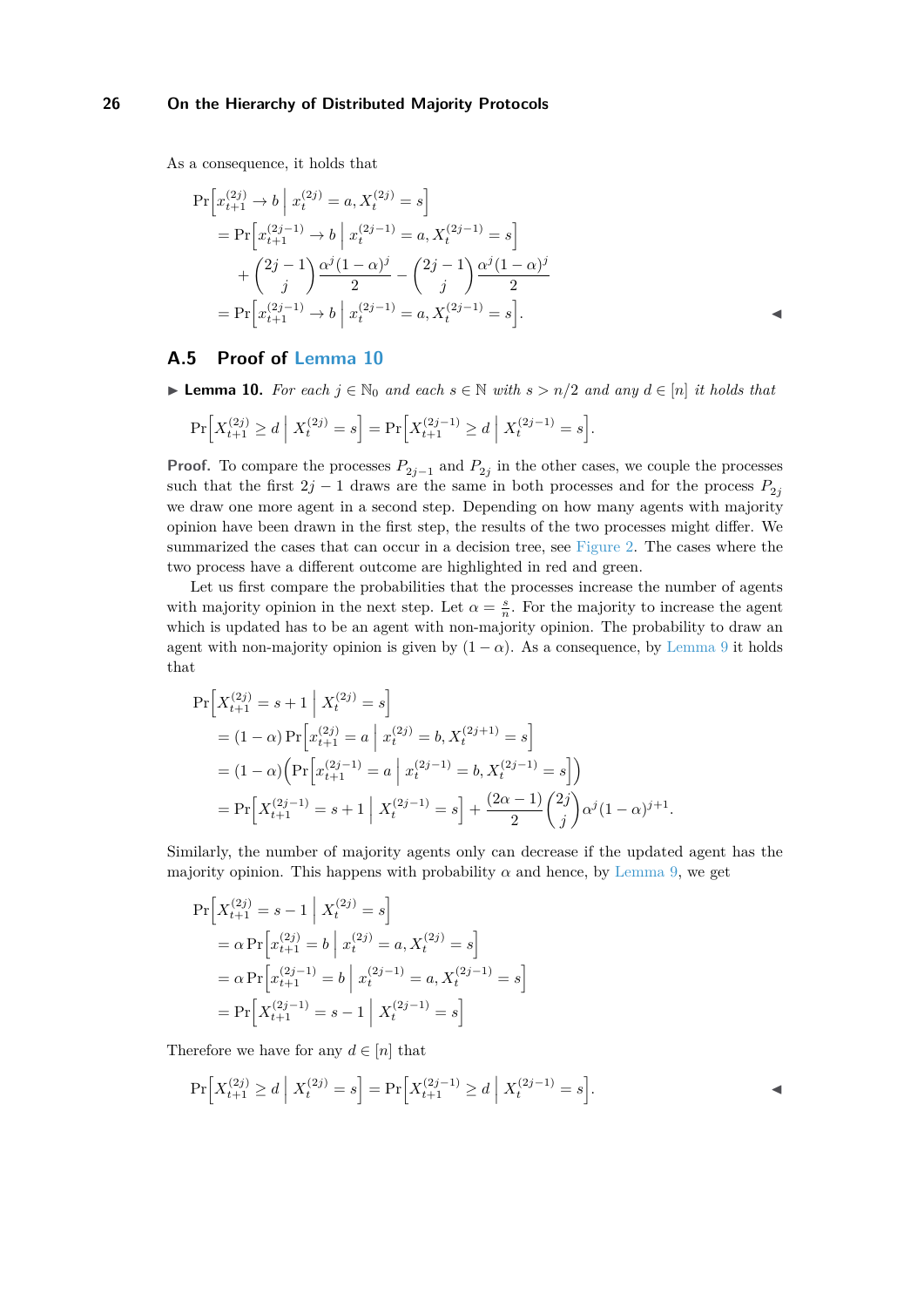As a consequence, it holds that

$$\begin{aligned}
&\Pr\Big[x_{t+1}^{(2j)} \to b \,\Big|\, x_t^{(2j)} = a, X_t^{(2j)} = s\Big] \\
&= \Pr\Big[x_{t+1}^{(2j-1)} \to b \,\Big|\, x_t^{(2j-1)} = a, X_t^{(2j-1)} = s\Big] \\
&\quad + \binom{2j-1}{j}\frac{\alpha^j(1-\alpha)^j}{2} - \binom{2j-1}{j}\frac{\alpha^j(1-\alpha)^j}{2} \\
&= \Pr\Big[x_{t+1}^{(2j-1)} \to b \,\Big|\, x_t^{(2j-1)} = a, X_t^{(2j-1)} = s\Big].
\end{aligned}$$

◀

## A.5 Proof of Lemma 10

▶ **Lemma 10.** *For each $j \in \mathbb{N}_0$ and each $s \in \mathbb{N}$ with $s > n/2$ and any $d \in [n]$ it holds that*

$$\Pr\Big[X_{t+1}^{(2j)} \geq d \,\Big|\, X_t^{(2j)} = s\Big] = \Pr\Big[X_{t+1}^{(2j-1)} \geq d \,\Big|\, X_t^{(2j-1)} = s\Big].$$

**Proof.** To compare the processes $P_{2j-1}$ and $P_{2j}$ in the other cases, we couple the processes such that the first $2j-1$ draws are the same in both processes and for the process $P_{2j}$ we draw one more agent in a second step. Depending on how many agents with majority opinion have been drawn in the first step, the results of the two processes might differ. We summarized the cases that can occur in a decision tree, see Figure 2. The cases where the two process have a different outcome are highlighted in red and green.

Let us first compare the probabilities that the processes increase the number of agents with majority opinion in the next step. Let $\alpha = \frac{s}{n}$. For the majority to increase the agent which is updated has to be an agent with non-majority opinion. The probability to draw an agent with non-majority opinion is given by $(1-\alpha)$. As a consequence, by Lemma 9 it holds that

$$\begin{aligned}
&\Pr\Big[X_{t+1}^{(2j)} = s+1 \,\Big|\, X_t^{(2j)} = s\Big] \\
&= (1-\alpha)\Pr\Big[x_{t+1}^{(2j)} = a \,\Big|\, x_t^{(2j)} = b, X_t^{(2j+1)} = s\Big] \\
&= (1-\alpha)\Big(\Pr\Big[x_{t+1}^{(2j-1)} = a \,\Big|\, x_t^{(2j-1)} = b, X_t^{(2j-1)} = s\Big]\Big) \\
&= \Pr\Big[X_{t+1}^{(2j-1)} = s+1 \,\Big|\, X_t^{(2j-1)} = s\Big] + \frac{(2\alpha-1)}{2}\binom{2j}{j}\alpha^j(1-\alpha)^{j+1}.
\end{aligned}$$

Similarly, the number of majority agents only can decrease if the updated agent has the majority opinion. This happens with probability $\alpha$ and hence, by Lemma 9, we get

$$\begin{aligned}
&\Pr\Big[X_{t+1}^{(2j)} = s-1 \,\Big|\, X_t^{(2j)} = s\Big] \\
&= \alpha\Pr\Big[x_{t+1}^{(2j)} = b \,\Big|\, x_t^{(2j)} = a, X_t^{(2j)} = s\Big] \\
&= \alpha\Pr\Big[x_{t+1}^{(2j-1)} = b \,\Big|\, x_t^{(2j-1)} = a, X_t^{(2j-1)} = s\Big] \\
&= \Pr\Big[X_{t+1}^{(2j-1)} = s-1 \,\Big|\, X_t^{(2j-1)} = s\Big]
\end{aligned}$$

Therefore we have for any $d \in [n]$ that

$$\Pr\Big[X_{t+1}^{(2j)} \geq d \,\Big|\, X_t^{(2j)} = s\Big] = \Pr\Big[X_{t+1}^{(2j-1)} \geq d \,\Big|\, X_t^{(2j-1)} = s\Big].$$

◀